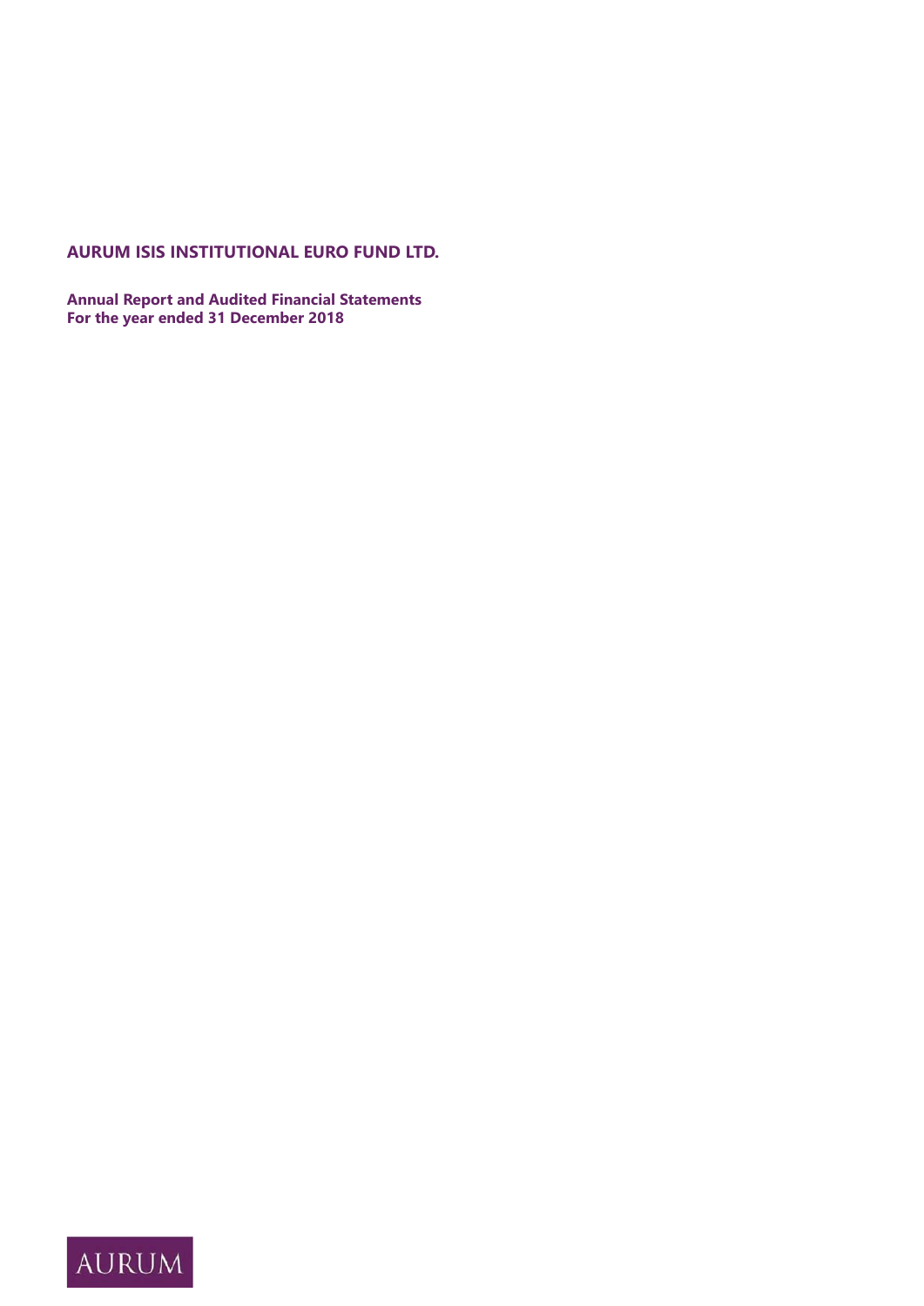# AURUM ISIS INSTITUTIONAL EURO FUND LTD.

**Annual Report and Audited Financial Statements**
**For the year ended 31 December 2018**

AURUM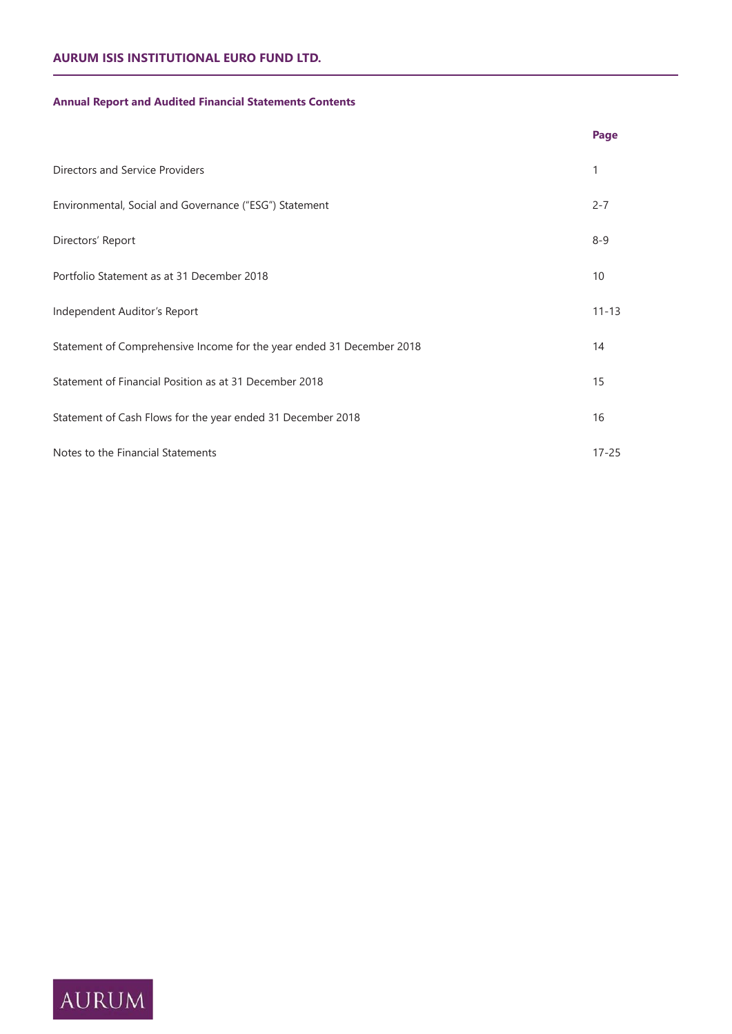# AURUM ISIS INSTITUTIONAL EURO FUND LTD.

## Annual Report and Audited Financial Statements Contents

| | Page |
|---|---|
| Directors and Service Providers | 1 |
| Environmental, Social and Governance ("ESG") Statement | 2-7 |
| Directors' Report | 8-9 |
| Portfolio Statement as at 31 December 2018 | 10 |
| Independent Auditor's Report | 11-13 |
| Statement of Comprehensive Income for the year ended 31 December 2018 | 14 |
| Statement of Financial Position as at 31 December 2018 | 15 |
| Statement of Cash Flows for the year ended 31 December 2018 | 16 |
| Notes to the Financial Statements | 17-25 |

AURUM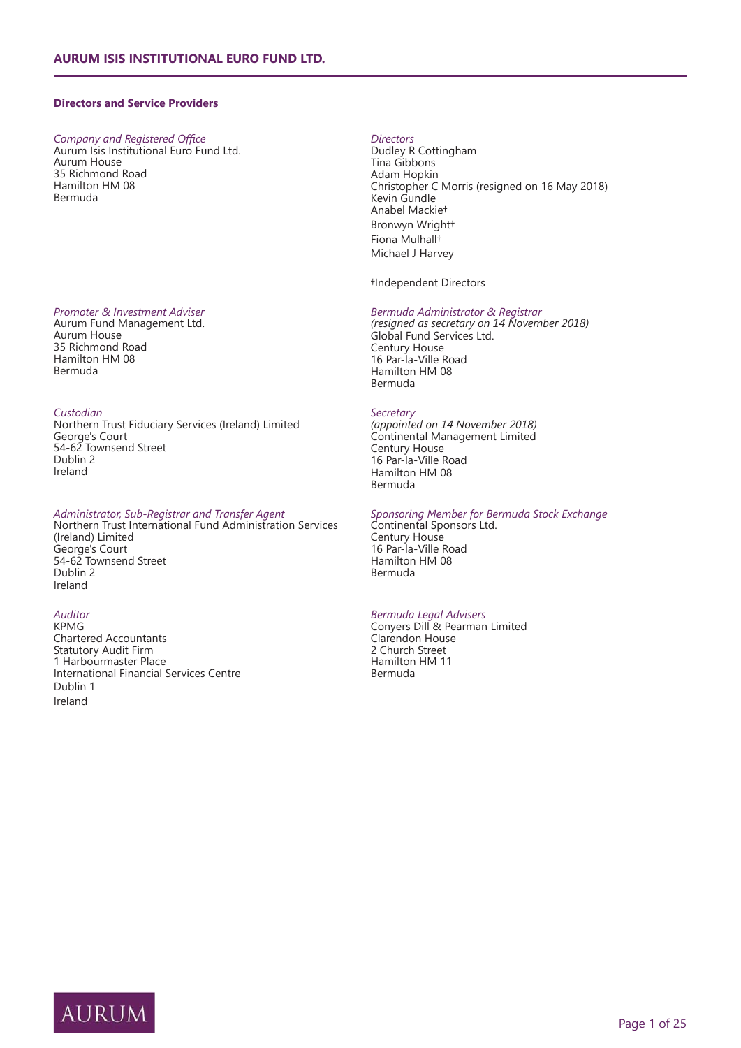## Directors and Service Providers

*Company and Registered Office*
Aurum Isis Institutional Euro Fund Ltd.
Aurum House
35 Richmond Road
Hamilton HM 08
Bermuda

*Directors*
Dudley R Cottingham
Tina Gibbons
Adam Hopkin
Christopher C Morris (resigned on 16 May 2018)
Kevin Gundle
Anabel Mackie†
Bronwyn Wright†
Fiona Mulhall†
Michael J Harvey

†Independent Directors

*Promoter & Investment Adviser*
Aurum Fund Management Ltd.
Aurum House
35 Richmond Road
Hamilton HM 08
Bermuda

*Bermuda Administrator & Registrar*
*(resigned as secretary on 14 November 2018)*
Global Fund Services Ltd.
Century House
16 Par-la-Ville Road
Hamilton HM 08
Bermuda

*Custodian*
Northern Trust Fiduciary Services (Ireland) Limited
George's Court
54-62 Townsend Street
Dublin 2
Ireland

*Secretary*
*(appointed on 14 November 2018)*
Continental Management Limited
Century House
16 Par-la-Ville Road
Hamilton HM 08
Bermuda

*Administrator, Sub-Registrar and Transfer Agent*
Northern Trust International Fund Administration Services (Ireland) Limited
George's Court
54-62 Townsend Street
Dublin 2
Ireland

*Sponsoring Member for Bermuda Stock Exchange*
Continental Sponsors Ltd.
Century House
16 Par-la-Ville Road
Hamilton HM 08
Bermuda

*Auditor*
KPMG
Chartered Accountants
Statutory Audit Firm
1 Harbourmaster Place
International Financial Services Centre
Dublin 1
Ireland

*Bermuda Legal Advisers*
Conyers Dill & Pearman Limited
Clarendon House
2 Church Street
Hamilton HM 11
Bermuda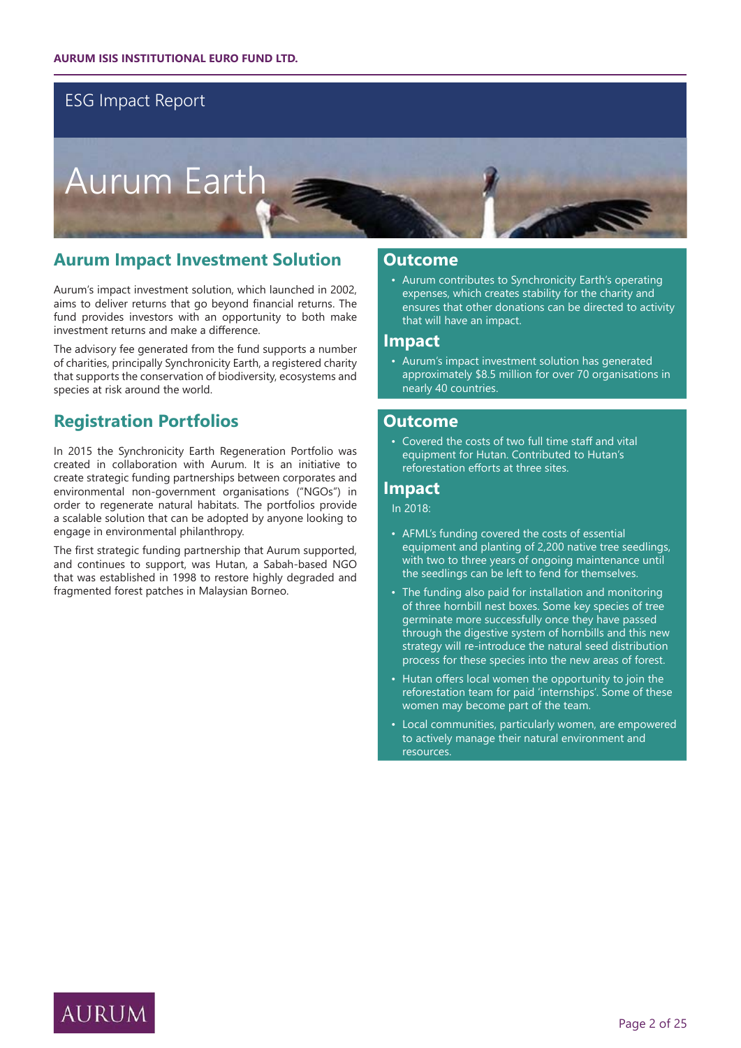# ESG Impact Report

# Aurum Earth

## Aurum Impact Investment Solution

Aurum's impact investment solution, which launched in 2002, aims to deliver returns that go beyond financial returns. The fund provides investors with an opportunity to both make investment returns and make a difference.

The advisory fee generated from the fund supports a number of charities, principally Synchronicity Earth, a registered charity that supports the conservation of biodiversity, ecosystems and species at risk around the world.

## Registration Portfolios

In 2015 the Synchronicity Earth Regeneration Portfolio was created in collaboration with Aurum. It is an initiative to create strategic funding partnerships between corporates and environmental non-government organisations ("NGOs") in order to regenerate natural habitats. The portfolios provide a scalable solution that can be adopted by anyone looking to engage in environmental philanthropy.

The first strategic funding partnership that Aurum supported, and continues to support, was Hutan, a Sabah-based NGO that was established in 1998 to restore highly degraded and fragmented forest patches in Malaysian Borneo.

### Outcome

- Aurum contributes to Synchronicity Earth's operating expenses, which creates stability for the charity and ensures that other donations can be directed to activity that will have an impact.

### Impact

- Aurum's impact investment solution has generated approximately $8.5 million for over 70 organisations in nearly 40 countries.

### Outcome

- Covered the costs of two full time staff and vital equipment for Hutan. Contributed to Hutan's reforestation efforts at three sites.

### Impact

In 2018:

- AFML's funding covered the costs of essential equipment and planting of 2,200 native tree seedlings, with two to three years of ongoing maintenance until the seedlings can be left to fend for themselves.
- The funding also paid for installation and monitoring of three hornbill nest boxes. Some key species of tree germinate more successfully once they have passed through the digestive system of hornbills and this new strategy will re-introduce the natural seed distribution process for these species into the new areas of forest.
- Hutan offers local women the opportunity to join the reforestation team for paid 'internships'. Some of these women may become part of the team.
- Local communities, particularly women, are empowered to actively manage their natural environment and resources.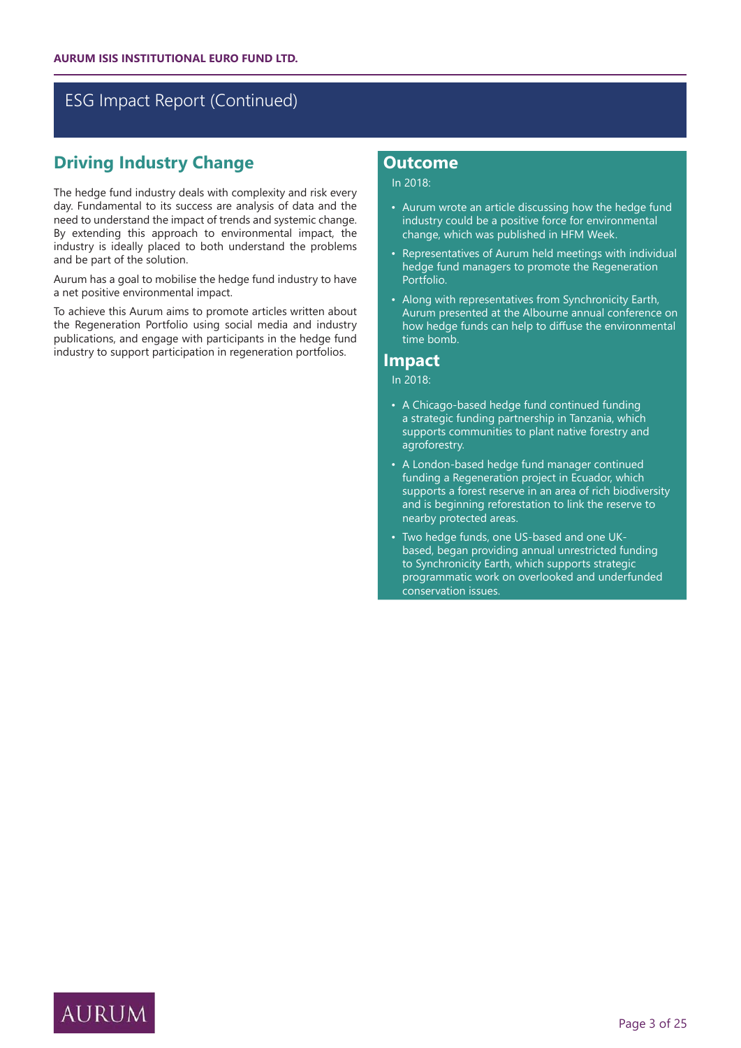## ESG Impact Report (Continued)

### Driving Industry Change

The hedge fund industry deals with complexity and risk every day. Fundamental to its success are analysis of data and the need to understand the impact of trends and systemic change. By extending this approach to environmental impact, the industry is ideally placed to both understand the problems and be part of the solution.

Aurum has a goal to mobilise the hedge fund industry to have a net positive environmental impact.

To achieve this Aurum aims to promote articles written about the Regeneration Portfolio using social media and industry publications, and engage with participants in the hedge fund industry to support participation in regeneration portfolios.

### Outcome

In 2018:

- Aurum wrote an article discussing how the hedge fund industry could be a positive force for environmental change, which was published in HFM Week.
- Representatives of Aurum held meetings with individual hedge fund managers to promote the Regeneration Portfolio.
- Along with representatives from Synchronicity Earth, Aurum presented at the Albourne annual conference on how hedge funds can help to diffuse the environmental time bomb.

### Impact

In 2018:

- A Chicago-based hedge fund continued funding a strategic funding partnership in Tanzania, which supports communities to plant native forestry and agroforestry.
- A London-based hedge fund manager continued funding a Regeneration project in Ecuador, which supports a forest reserve in an area of rich biodiversity and is beginning reforestation to link the reserve to nearby protected areas.
- Two hedge funds, one US-based and one UK-based, began providing annual unrestricted funding to Synchronicity Earth, which supports strategic programmatic work on overlooked and underfunded conservation issues.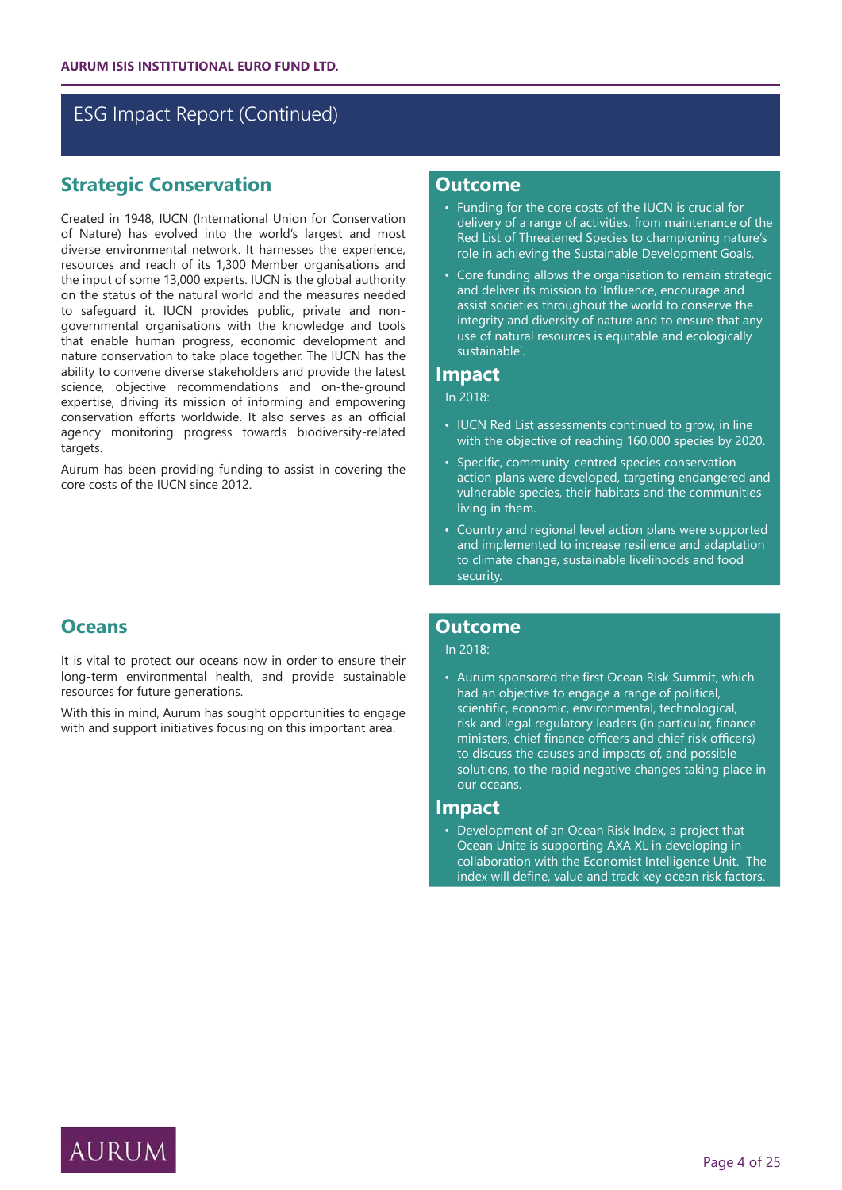## ESG Impact Report (Continued)

### Strategic Conservation

Created in 1948, IUCN (International Union for Conservation of Nature) has evolved into the world's largest and most diverse environmental network. It harnesses the experience, resources and reach of its 1,300 Member organisations and the input of some 13,000 experts. IUCN is the global authority on the status of the natural world and the measures needed to safeguard it. IUCN provides public, private and non-governmental organisations with the knowledge and tools that enable human progress, economic development and nature conservation to take place together. The IUCN has the ability to convene diverse stakeholders and provide the latest science, objective recommendations and on-the-ground expertise, driving its mission of informing and empowering conservation efforts worldwide. It also serves as an official agency monitoring progress towards biodiversity-related targets.

Aurum has been providing funding to assist in covering the core costs of the IUCN since 2012.

#### Outcome

- Funding for the core costs of the IUCN is crucial for delivery of a range of activities, from maintenance of the Red List of Threatened Species to championing nature's role in achieving the Sustainable Development Goals.
- Core funding allows the organisation to remain strategic and deliver its mission to 'Influence, encourage and assist societies throughout the world to conserve the integrity and diversity of nature and to ensure that any use of natural resources is equitable and ecologically sustainable'.

#### Impact

In 2018:

- IUCN Red List assessments continued to grow, in line with the objective of reaching 160,000 species by 2020.
- Specific, community-centred species conservation action plans were developed, targeting endangered and vulnerable species, their habitats and the communities living in them.
- Country and regional level action plans were supported and implemented to increase resilience and adaptation to climate change, sustainable livelihoods and food security.

### Oceans

It is vital to protect our oceans now in order to ensure their long-term environmental health, and provide sustainable resources for future generations.

With this in mind, Aurum has sought opportunities to engage with and support initiatives focusing on this important area.

#### Outcome

In 2018:

- Aurum sponsored the first Ocean Risk Summit, which had an objective to engage a range of political, scientific, economic, environmental, technological, risk and legal regulatory leaders (in particular, finance ministers, chief finance officers and chief risk officers) to discuss the causes and impacts of, and possible solutions, to the rapid negative changes taking place in our oceans.

#### Impact

- Development of an Ocean Risk Index, a project that Ocean Unite is supporting AXA XL in developing in collaboration with the Economist Intelligence Unit. The index will define, value and track key ocean risk factors.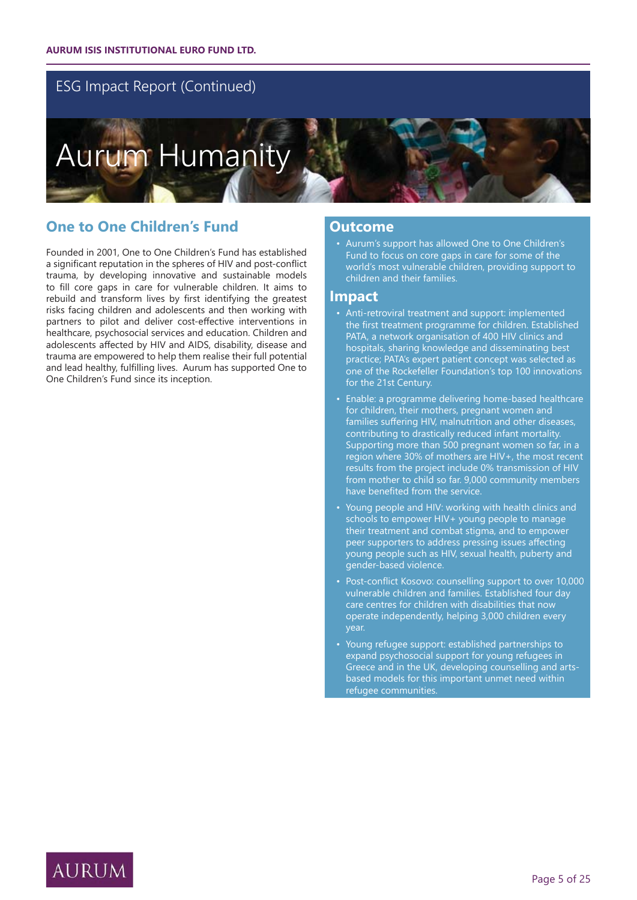# ESG Impact Report (Continued)

# Aurum Humanity

## One to One Children's Fund

Founded in 2001, One to One Children's Fund has established a significant reputation in the spheres of HIV and post-conflict trauma, by developing innovative and sustainable models to fill core gaps in care for vulnerable children. It aims to rebuild and transform lives by first identifying the greatest risks facing children and adolescents and then working with partners to pilot and deliver cost-effective interventions in healthcare, psychosocial services and education. Children and adolescents affected by HIV and AIDS, disability, disease and trauma are empowered to help them realise their full potential and lead healthy, fulfilling lives. Aurum has supported One to One Children's Fund since its inception.

## Outcome

- Aurum's support has allowed One to One Children's Fund to focus on core gaps in care for some of the world's most vulnerable children, providing support to children and their families.

## Impact

- Anti-retroviral treatment and support: implemented the first treatment programme for children. Established PATA, a network organisation of 400 HIV clinics and hospitals, sharing knowledge and disseminating best practice; PATA's expert patient concept was selected as one of the Rockefeller Foundation's top 100 innovations for the 21st Century.
- Enable: a programme delivering home-based healthcare for children, their mothers, pregnant women and families suffering HIV, malnutrition and other diseases, contributing to drastically reduced infant mortality. Supporting more than 500 pregnant women so far, in a region where 30% of mothers are HIV+, the most recent results from the project include 0% transmission of HIV from mother to child so far. 9,000 community members have benefited from the service.
- Young people and HIV: working with health clinics and schools to empower HIV+ young people to manage their treatment and combat stigma, and to empower peer supporters to address pressing issues affecting young people such as HIV, sexual health, puberty and gender-based violence.
- Post-conflict Kosovo: counselling support to over 10,000 vulnerable children and families. Established four day care centres for children with disabilities that now operate independently, helping 3,000 children every year.
- Young refugee support: established partnerships to expand psychosocial support for young refugees in Greece and in the UK, developing counselling and arts-based models for this important unmet need within refugee communities.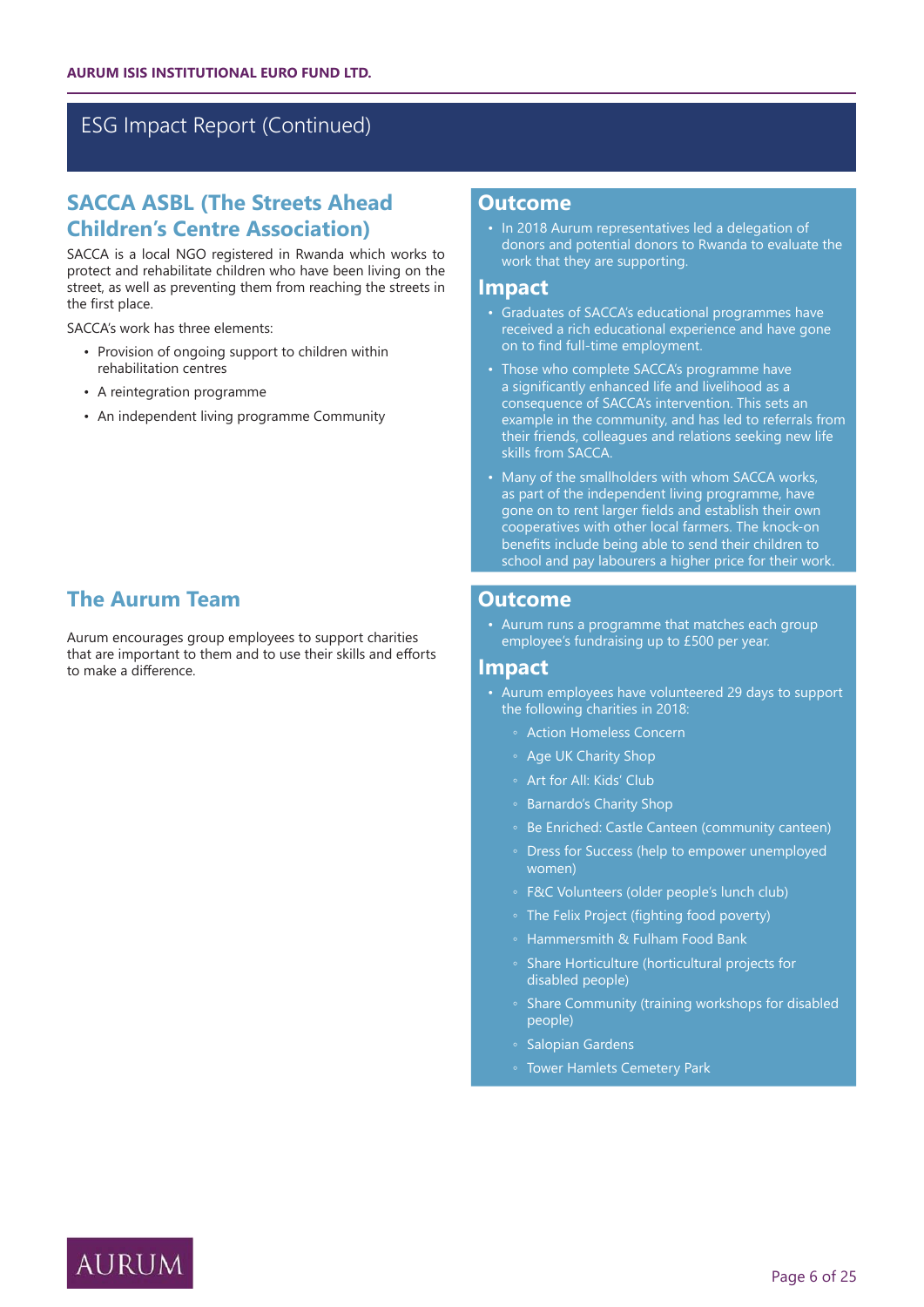# ESG Impact Report (Continued)

## SACCA ASBL (The Streets Ahead Children's Centre Association)

SACCA is a local NGO registered in Rwanda which works to protect and rehabilitate children who have been living on the street, as well as preventing them from reaching the streets in the first place.

SACCA's work has three elements:

- Provision of ongoing support to children within rehabilitation centres
- A reintegration programme
- An independent living programme Community

### Outcome

- In 2018 Aurum representatives led a delegation of donors and potential donors to Rwanda to evaluate the work that they are supporting.

### Impact

- Graduates of SACCA's educational programmes have received a rich educational experience and have gone on to find full-time employment.
- Those who complete SACCA's programme have a significantly enhanced life and livelihood as a consequence of SACCA's intervention. This sets an example in the community, and has led to referrals from their friends, colleagues and relations seeking new life skills from SACCA.
- Many of the smallholders with whom SACCA works, as part of the independent living programme, have gone on to rent larger fields and establish their own cooperatives with other local farmers. The knock-on benefits include being able to send their children to school and pay labourers a higher price for their work.

## The Aurum Team

Aurum encourages group employees to support charities that are important to them and to use their skills and efforts to make a difference.

### Outcome

- Aurum runs a programme that matches each group employee's fundraising up to £500 per year.

### Impact

- Aurum employees have volunteered 29 days to support the following charities in 2018:
  - Action Homeless Concern
  - Age UK Charity Shop
  - Art for All: Kids' Club
  - Barnardo's Charity Shop
  - Be Enriched: Castle Canteen (community canteen)
  - Dress for Success (help to empower unemployed women)
  - F&C Volunteers (older people's lunch club)
  - The Felix Project (fighting food poverty)
  - Hammersmith & Fulham Food Bank
  - Share Horticulture (horticultural projects for disabled people)
  - Share Community (training workshops for disabled people)
  - Salopian Gardens
  - Tower Hamlets Cemetery Park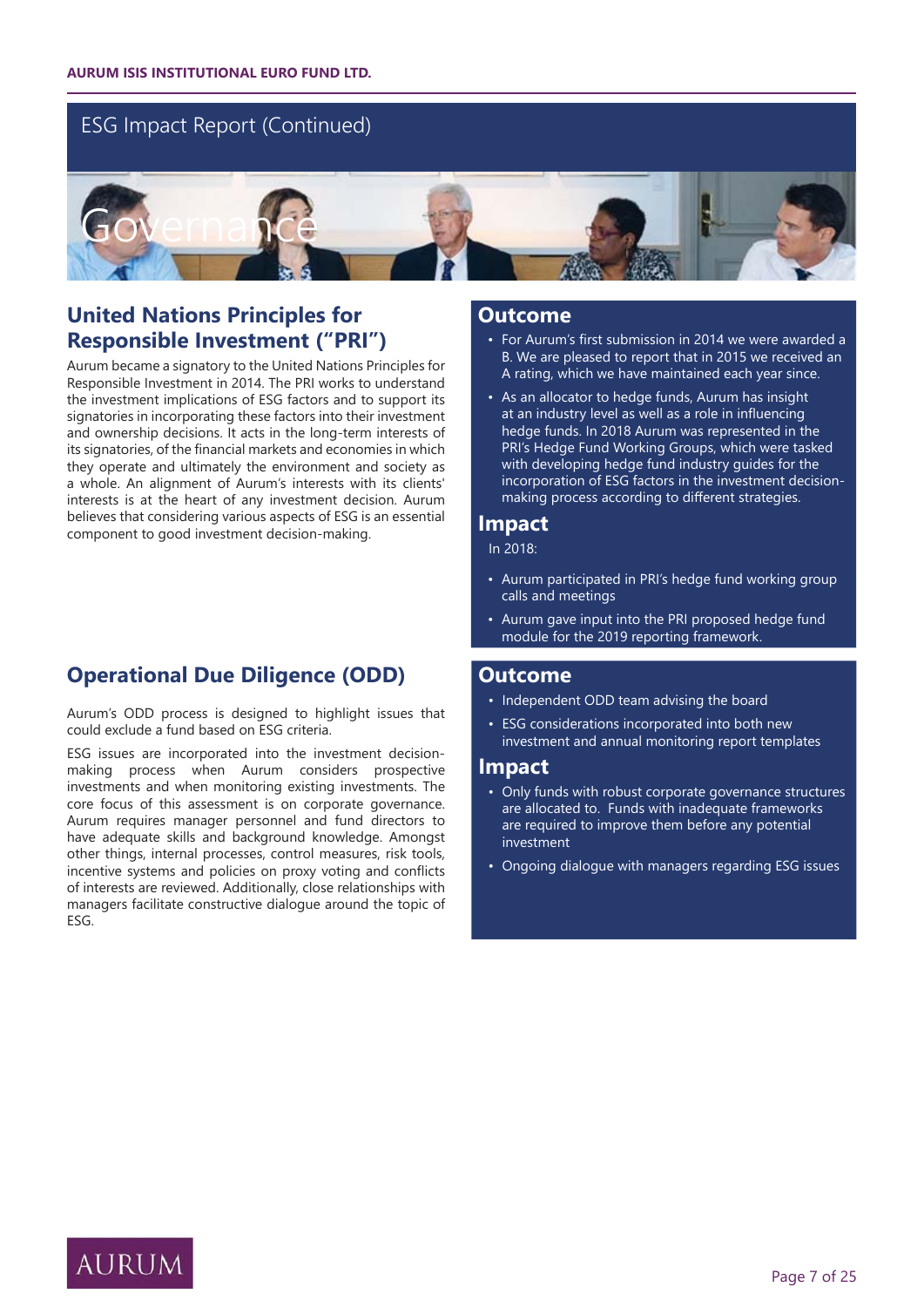# ESG Impact Report (Continued)

## Governance

### United Nations Principles for Responsible Investment ("PRI")

Aurum became a signatory to the United Nations Principles for Responsible Investment in 2014. The PRI works to understand the investment implications of ESG factors and to support its signatories in incorporating these factors into their investment and ownership decisions. It acts in the long-term interests of its signatories, of the financial markets and economies in which they operate and ultimately the environment and society as a whole. An alignment of Aurum's interests with its clients' interests is at the heart of any investment decision. Aurum believes that considering various aspects of ESG is an essential component to good investment decision-making.

#### Outcome

- For Aurum's first submission in 2014 we were awarded a B. We are pleased to report that in 2015 we received an A rating, which we have maintained each year since.
- As an allocator to hedge funds, Aurum has insight at an industry level as well as a role in influencing hedge funds. In 2018 Aurum was represented in the PRI's Hedge Fund Working Groups, which were tasked with developing hedge fund industry guides for the incorporation of ESG factors in the investment decision-making process according to different strategies.

#### Impact

In 2018:

- Aurum participated in PRI's hedge fund working group calls and meetings
- Aurum gave input into the PRI proposed hedge fund module for the 2019 reporting framework.

### Operational Due Diligence (ODD)

Aurum's ODD process is designed to highlight issues that could exclude a fund based on ESG criteria.

ESG issues are incorporated into the investment decision-making process when Aurum considers prospective investments and when monitoring existing investments. The core focus of this assessment is on corporate governance. Aurum requires manager personnel and fund directors to have adequate skills and background knowledge. Amongst other things, internal processes, control measures, risk tools, incentive systems and policies on proxy voting and conflicts of interests are reviewed. Additionally, close relationships with managers facilitate constructive dialogue around the topic of ESG.

#### Outcome

- Independent ODD team advising the board
- ESG considerations incorporated into both new investment and annual monitoring report templates

#### Impact

- Only funds with robust corporate governance structures are allocated to. Funds with inadequate frameworks are required to improve them before any potential investment
- Ongoing dialogue with managers regarding ESG issues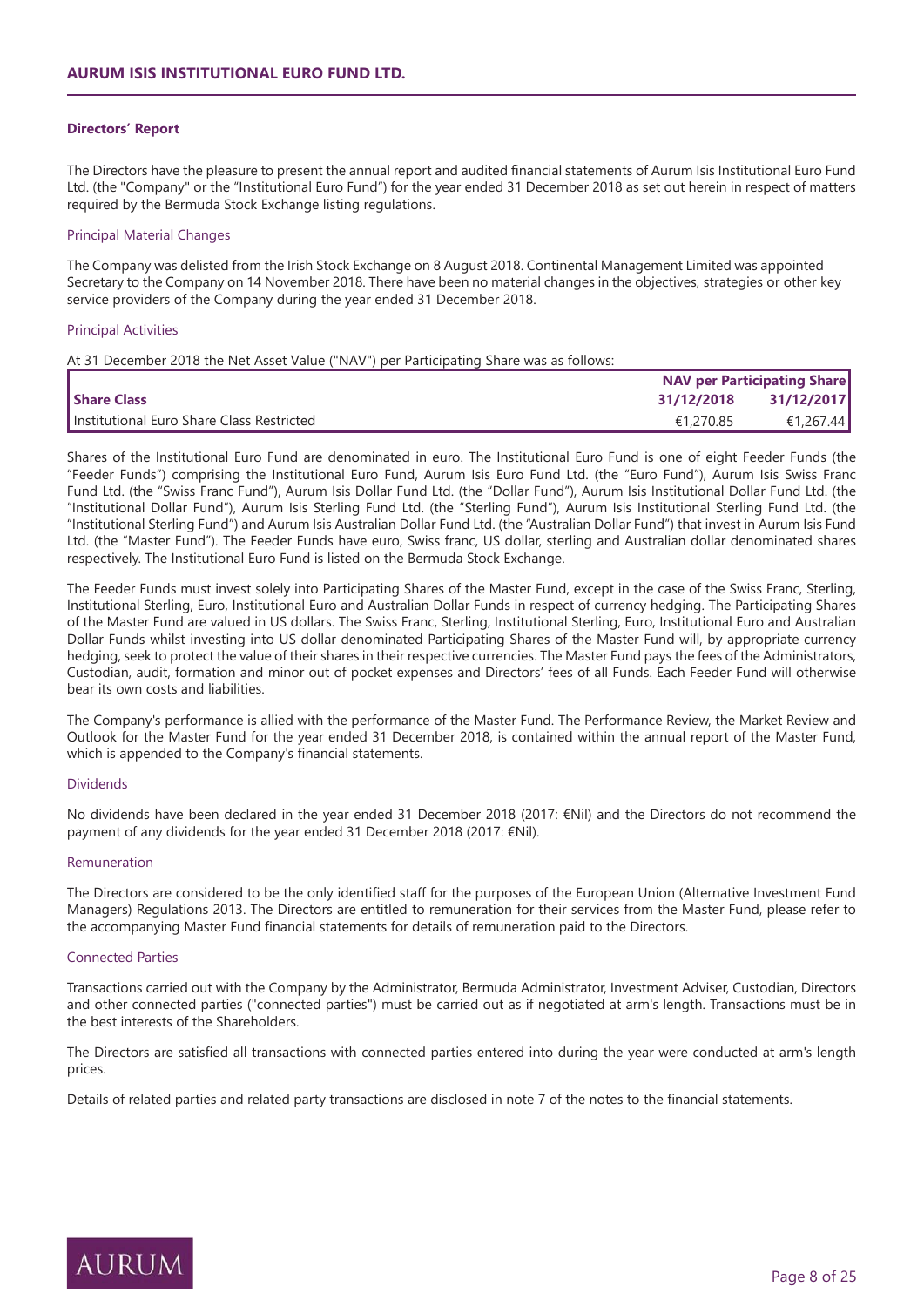## Directors' Report

The Directors have the pleasure to present the annual report and audited financial statements of Aurum Isis Institutional Euro Fund Ltd. (the "Company" or the "Institutional Euro Fund") for the year ended 31 December 2018 as set out herein in respect of matters required by the Bermuda Stock Exchange listing regulations.

### Principal Material Changes

The Company was delisted from the Irish Stock Exchange on 8 August 2018. Continental Management Limited was appointed Secretary to the Company on 14 November 2018. There have been no material changes in the objectives, strategies or other key service providers of the Company during the year ended 31 December 2018.

### Principal Activities

At 31 December 2018 the Net Asset Value ("NAV") per Participating Share was as follows:

| | NAV per Participating Share | |
|---|---|---|
| **Share Class** | **31/12/2018** | **31/12/2017** |
| Institutional Euro Share Class Restricted | €1,270.85 | €1,267.44 |

Shares of the Institutional Euro Fund are denominated in euro. The Institutional Euro Fund is one of eight Feeder Funds (the "Feeder Funds") comprising the Institutional Euro Fund, Aurum Isis Euro Fund Ltd. (the "Euro Fund"), Aurum Isis Swiss Franc Fund Ltd. (the "Swiss Franc Fund"), Aurum Isis Dollar Fund Ltd. (the "Dollar Fund"), Aurum Isis Institutional Dollar Fund Ltd. (the "Institutional Dollar Fund"), Aurum Isis Sterling Fund Ltd. (the "Sterling Fund"), Aurum Isis Institutional Sterling Fund Ltd. (the "Institutional Sterling Fund") and Aurum Isis Australian Dollar Fund Ltd. (the "Australian Dollar Fund") that invest in Aurum Isis Fund Ltd. (the "Master Fund"). The Feeder Funds have euro, Swiss franc, US dollar, sterling and Australian dollar denominated shares respectively. The Institutional Euro Fund is listed on the Bermuda Stock Exchange.

The Feeder Funds must invest solely into Participating Shares of the Master Fund, except in the case of the Swiss Franc, Sterling, Institutional Sterling, Euro, Institutional Euro and Australian Dollar Funds in respect of currency hedging. The Participating Shares of the Master Fund are valued in US dollars. The Swiss Franc, Sterling, Institutional Sterling, Euro, Institutional Euro and Australian Dollar Funds whilst investing into US dollar denominated Participating Shares of the Master Fund will, by appropriate currency hedging, seek to protect the value of their shares in their respective currencies. The Master Fund pays the fees of the Administrators, Custodian, audit, formation and minor out of pocket expenses and Directors' fees of all Funds. Each Feeder Fund will otherwise bear its own costs and liabilities.

The Company's performance is allied with the performance of the Master Fund. The Performance Review, the Market Review and Outlook for the Master Fund for the year ended 31 December 2018, is contained within the annual report of the Master Fund, which is appended to the Company's financial statements.

### Dividends

No dividends have been declared in the year ended 31 December 2018 (2017: €Nil) and the Directors do not recommend the payment of any dividends for the year ended 31 December 2018 (2017: €Nil).

### Remuneration

The Directors are considered to be the only identified staff for the purposes of the European Union (Alternative Investment Fund Managers) Regulations 2013. The Directors are entitled to remuneration for their services from the Master Fund, please refer to the accompanying Master Fund financial statements for details of remuneration paid to the Directors.

### Connected Parties

Transactions carried out with the Company by the Administrator, Bermuda Administrator, Investment Adviser, Custodian, Directors and other connected parties ("connected parties") must be carried out as if negotiated at arm's length. Transactions must be in the best interests of the Shareholders.

The Directors are satisfied all transactions with connected parties entered into during the year were conducted at arm's length prices.

Details of related parties and related party transactions are disclosed in note 7 of the notes to the financial statements.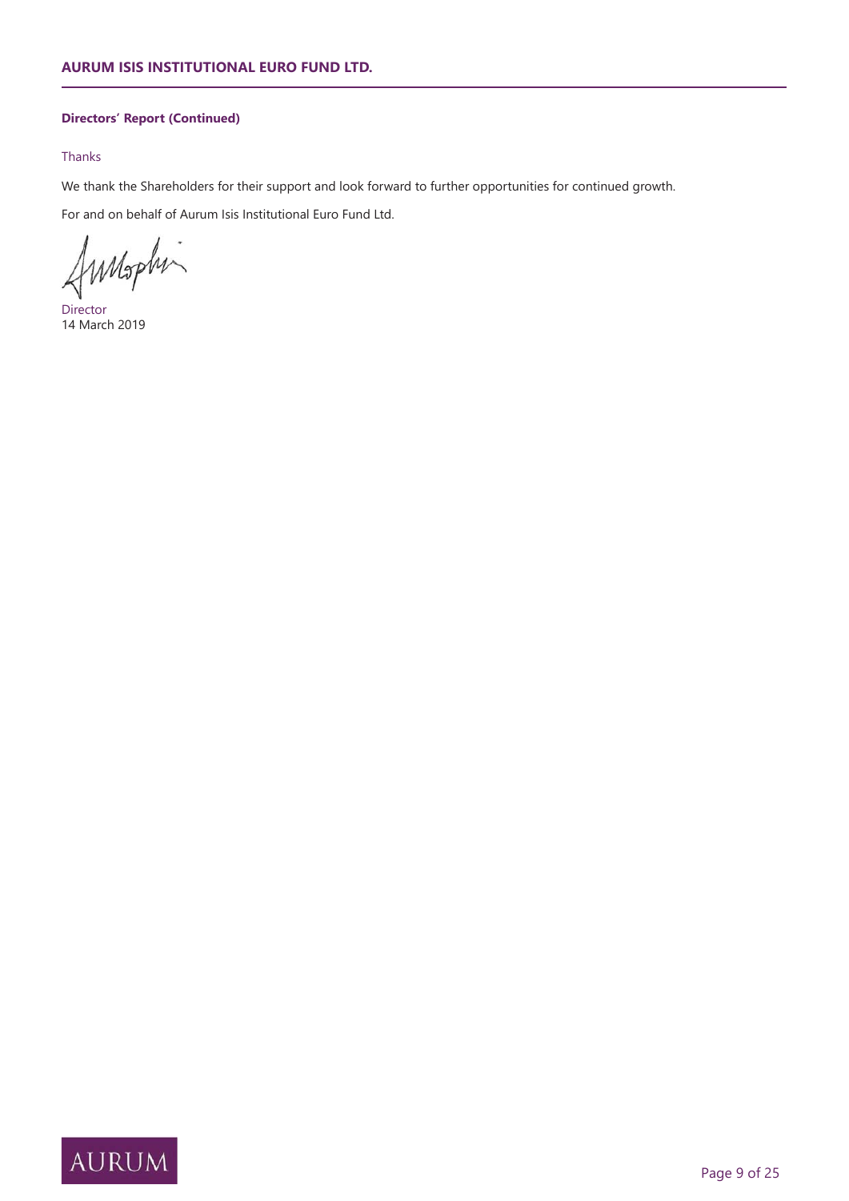**Directors' Report (Continued)**

Thanks

We thank the Shareholders for their support and look forward to further opportunities for continued growth.

For and on behalf of Aurum Isis Institutional Euro Fund Ltd.

Director
14 March 2019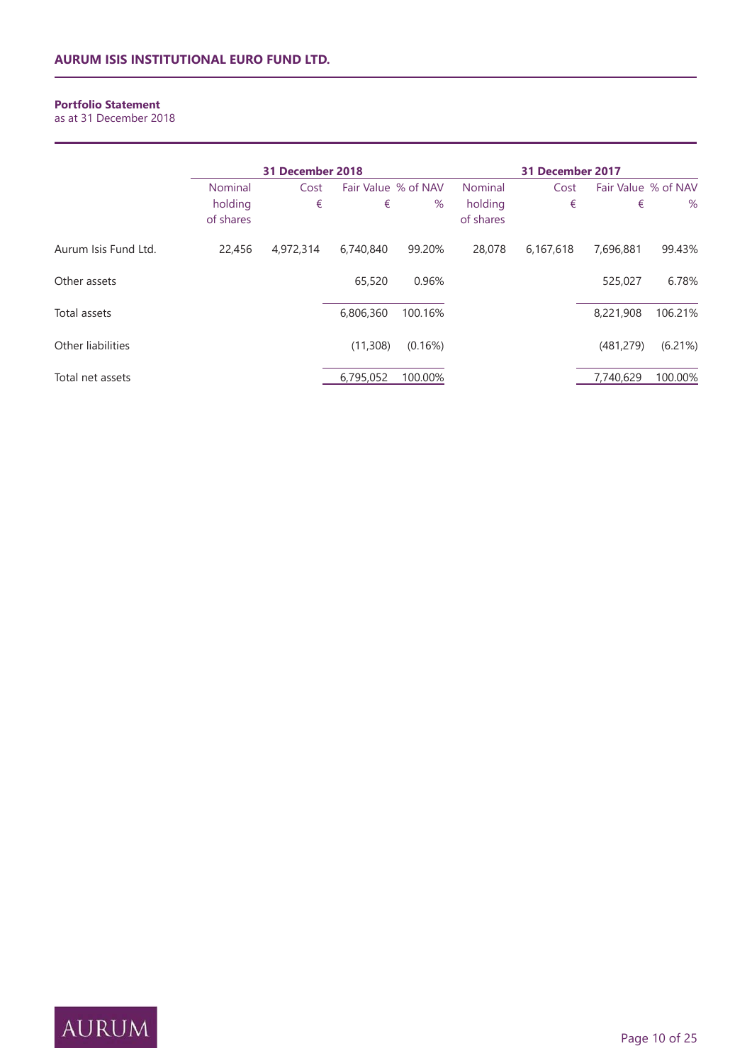**Portfolio Statement**
as at 31 December 2018

| | 31 December 2018 | | | | 31 December 2017 | | | |
|---|---|---|---|---|---|---|---|---|
| | Nominal holding of shares | Cost € | Fair Value € | % of NAV % | Nominal holding of shares | Cost € | Fair Value € | % of NAV % |
| Aurum Isis Fund Ltd. | 22,456 | 4,972,314 | 6,740,840 | 99.20% | 28,078 | 6,167,618 | 7,696,881 | 99.43% |
| Other assets | | | 65,520 | 0.96% | | | 525,027 | 6.78% |
| Total assets | | | 6,806,360 | 100.16% | | | 8,221,908 | 106.21% |
| Other liabilities | | | (11,308) | (0.16%) | | | (481,279) | (6.21%) |
| Total net assets | | | 6,795,052 | 100.00% | | | 7,740,629 | 100.00% |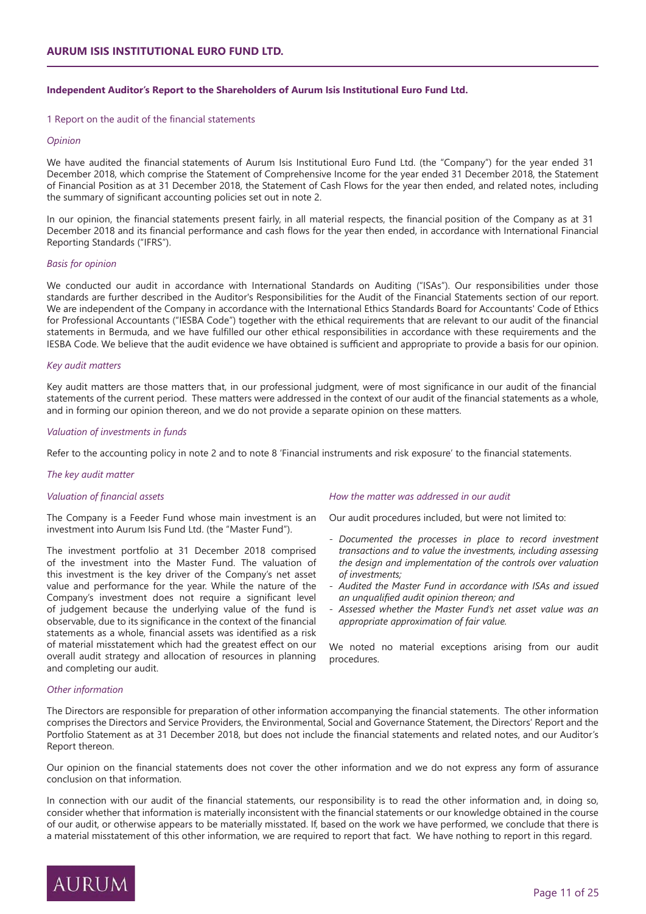### Independent Auditor's Report to the Shareholders of Aurum Isis Institutional Euro Fund Ltd.

1 Report on the audit of the financial statements

*Opinion*

We have audited the financial statements of Aurum Isis Institutional Euro Fund Ltd. (the "Company") for the year ended 31 December 2018, which comprise the Statement of Comprehensive Income for the year ended 31 December 2018, the Statement of Financial Position as at 31 December 2018, the Statement of Cash Flows for the year then ended, and related notes, including the summary of significant accounting policies set out in note 2.

In our opinion, the financial statements present fairly, in all material respects, the financial position of the Company as at 31 December 2018 and its financial performance and cash flows for the year then ended, in accordance with International Financial Reporting Standards ("IFRS").

*Basis for opinion*

We conducted our audit in accordance with International Standards on Auditing ("ISAs"). Our responsibilities under those standards are further described in the Auditor's Responsibilities for the Audit of the Financial Statements section of our report. We are independent of the Company in accordance with the International Ethics Standards Board for Accountants' Code of Ethics for Professional Accountants ("IESBA Code") together with the ethical requirements that are relevant to our audit of the financial statements in Bermuda, and we have fulfilled our other ethical responsibilities in accordance with these requirements and the IESBA Code. We believe that the audit evidence we have obtained is sufficient and appropriate to provide a basis for our opinion.

*Key audit matters*

Key audit matters are those matters that, in our professional judgment, were of most significance in our audit of the financial statements of the current period. These matters were addressed in the context of our audit of the financial statements as a whole, and in forming our opinion thereon, and we do not provide a separate opinion on these matters.

*Valuation of investments in funds*

Refer to the accounting policy in note 2 and to note 8 'Financial instruments and risk exposure' to the financial statements.

*The key audit matter*

*Valuation of financial assets*

The Company is a Feeder Fund whose main investment is an investment into Aurum Isis Fund Ltd. (the "Master Fund").

The investment portfolio at 31 December 2018 comprised of the investment into the Master Fund. The valuation of this investment is the key driver of the Company's net asset value and performance for the year. While the nature of the Company's investment does not require a significant level of judgement because the underlying value of the fund is observable, due to its significance in the context of the financial statements as a whole, financial assets was identified as a risk of material misstatement which had the greatest effect on our overall audit strategy and allocation of resources in planning and completing our audit.

*How the matter was addressed in our audit*

Our audit procedures included, but were not limited to:

- *Documented the processes in place to record investment transactions and to value the investments, including assessing the design and implementation of the controls over valuation of investments;*
- *Audited the Master Fund in accordance with ISAs and issued an unqualified audit opinion thereon; and*
- *Assessed whether the Master Fund's net asset value was an appropriate approximation of fair value.*

We noted no material exceptions arising from our audit procedures.

*Other information*

The Directors are responsible for preparation of other information accompanying the financial statements. The other information comprises the Directors and Service Providers, the Environmental, Social and Governance Statement, the Directors' Report and the Portfolio Statement as at 31 December 2018, but does not include the financial statements and related notes, and our Auditor's Report thereon.

Our opinion on the financial statements does not cover the other information and we do not express any form of assurance conclusion on that information.

In connection with our audit of the financial statements, our responsibility is to read the other information and, in doing so, consider whether that information is materially inconsistent with the financial statements or our knowledge obtained in the course of our audit, or otherwise appears to be materially misstated. If, based on the work we have performed, we conclude that there is a material misstatement of this other information, we are required to report that fact. We have nothing to report in this regard.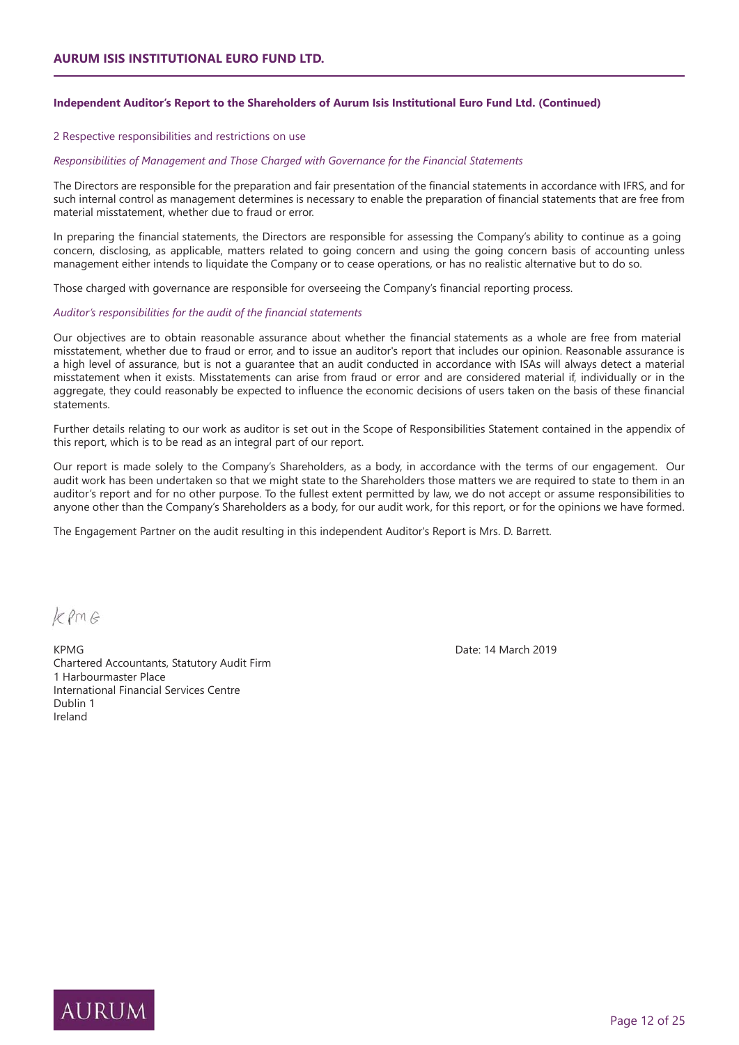## Independent Auditor's Report to the Shareholders of Aurum Isis Institutional Euro Fund Ltd. (Continued)

### 2 Respective responsibilities and restrictions on use

*Responsibilities of Management and Those Charged with Governance for the Financial Statements*

The Directors are responsible for the preparation and fair presentation of the financial statements in accordance with IFRS, and for such internal control as management determines is necessary to enable the preparation of financial statements that are free from material misstatement, whether due to fraud or error.

In preparing the financial statements, the Directors are responsible for assessing the Company's ability to continue as a going concern, disclosing, as applicable, matters related to going concern and using the going concern basis of accounting unless management either intends to liquidate the Company or to cease operations, or has no realistic alternative but to do so.

Those charged with governance are responsible for overseeing the Company's financial reporting process.

*Auditor's responsibilities for the audit of the financial statements*

Our objectives are to obtain reasonable assurance about whether the financial statements as a whole are free from material misstatement, whether due to fraud or error, and to issue an auditor's report that includes our opinion. Reasonable assurance is a high level of assurance, but is not a guarantee that an audit conducted in accordance with ISAs will always detect a material misstatement when it exists. Misstatements can arise from fraud or error and are considered material if, individually or in the aggregate, they could reasonably be expected to influence the economic decisions of users taken on the basis of these financial statements.

Further details relating to our work as auditor is set out in the Scope of Responsibilities Statement contained in the appendix of this report, which is to be read as an integral part of our report.

Our report is made solely to the Company's Shareholders, as a body, in accordance with the terms of our engagement. Our audit work has been undertaken so that we might state to the Shareholders those matters we are required to state to them in an auditor's report and for no other purpose. To the fullest extent permitted by law, we do not accept or assume responsibilities to anyone other than the Company's Shareholders as a body, for our audit work, for this report, or for the opinions we have formed.

The Engagement Partner on the audit resulting in this independent Auditor's Report is Mrs. D. Barrett.

KPMG

KPMG
Chartered Accountants, Statutory Audit Firm
1 Harbourmaster Place
International Financial Services Centre
Dublin 1
Ireland

Date: 14 March 2019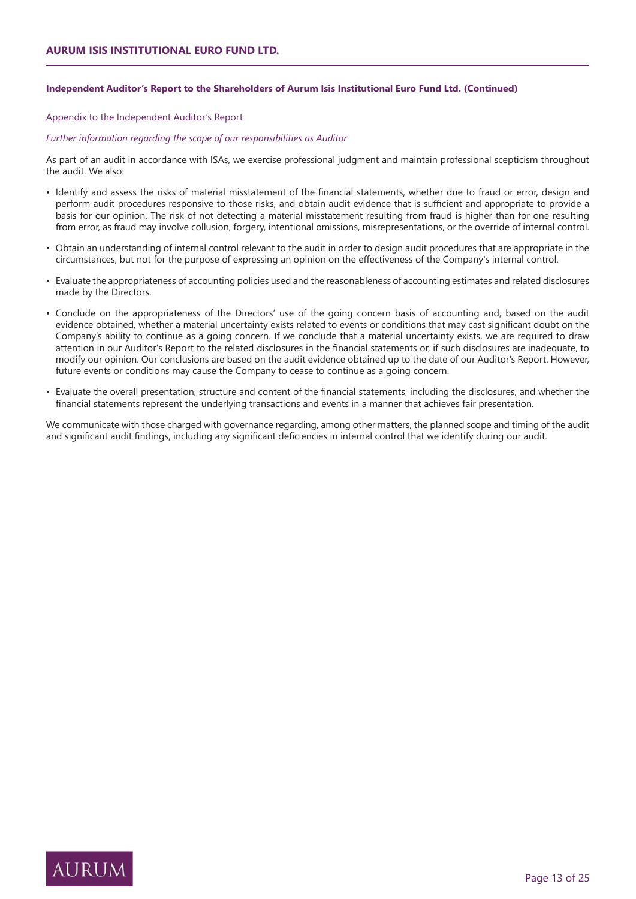## Independent Auditor's Report to the Shareholders of Aurum Isis Institutional Euro Fund Ltd. (Continued)

### Appendix to the Independent Auditor's Report

*Further information regarding the scope of our responsibilities as Auditor*

As part of an audit in accordance with ISAs, we exercise professional judgment and maintain professional scepticism throughout the audit. We also:

- Identify and assess the risks of material misstatement of the financial statements, whether due to fraud or error, design and perform audit procedures responsive to those risks, and obtain audit evidence that is sufficient and appropriate to provide a basis for our opinion. The risk of not detecting a material misstatement resulting from fraud is higher than for one resulting from error, as fraud may involve collusion, forgery, intentional omissions, misrepresentations, or the override of internal control.
- Obtain an understanding of internal control relevant to the audit in order to design audit procedures that are appropriate in the circumstances, but not for the purpose of expressing an opinion on the effectiveness of the Company's internal control.
- Evaluate the appropriateness of accounting policies used and the reasonableness of accounting estimates and related disclosures made by the Directors.
- Conclude on the appropriateness of the Directors' use of the going concern basis of accounting and, based on the audit evidence obtained, whether a material uncertainty exists related to events or conditions that may cast significant doubt on the Company's ability to continue as a going concern. If we conclude that a material uncertainty exists, we are required to draw attention in our Auditor's Report to the related disclosures in the financial statements or, if such disclosures are inadequate, to modify our opinion. Our conclusions are based on the audit evidence obtained up to the date of our Auditor's Report. However, future events or conditions may cause the Company to cease to continue as a going concern.
- Evaluate the overall presentation, structure and content of the financial statements, including the disclosures, and whether the financial statements represent the underlying transactions and events in a manner that achieves fair presentation.

We communicate with those charged with governance regarding, among other matters, the planned scope and timing of the audit and significant audit findings, including any significant deficiencies in internal control that we identify during our audit.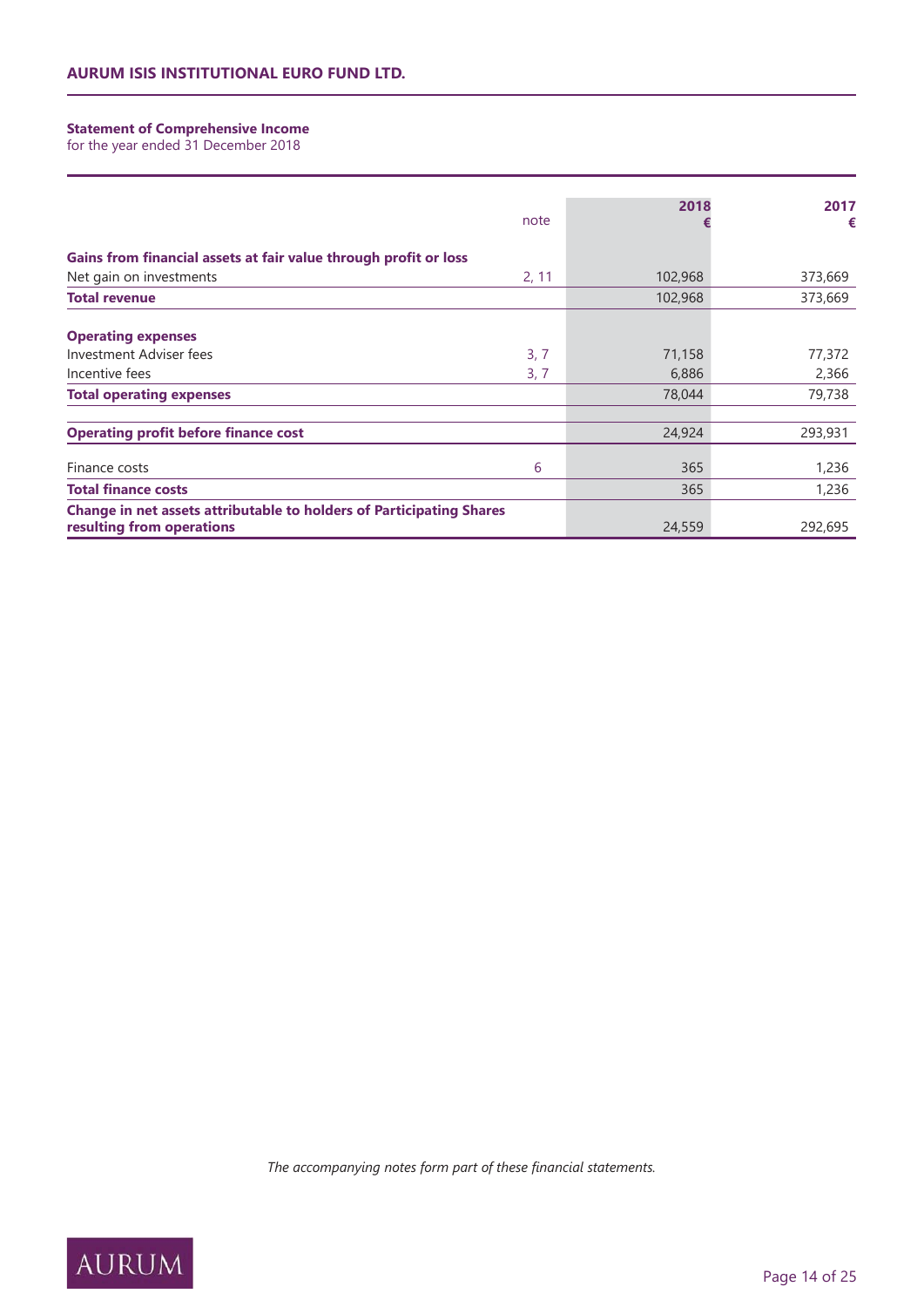**AURUM ISIS INSTITUTIONAL EURO FUND LTD.**

**Statement of Comprehensive Income**
for the year ended 31 December 2018

| | note | 2018 € | 2017 € |
|---|---|---|---|
| **Gains from financial assets at fair value through profit or loss** | | | |
| Net gain on investments | 2, 11 | 102,968 | 373,669 |
| **Total revenue** | | 102,968 | 373,669 |
| **Operating expenses** | | | |
| Investment Adviser fees | 3, 7 | 71,158 | 77,372 |
| Incentive fees | 3, 7 | 6,886 | 2,366 |
| **Total operating expenses** | | 78,044 | 79,738 |
| **Operating profit before finance cost** | | 24,924 | 293,931 |
| Finance costs | 6 | 365 | 1,236 |
| **Total finance costs** | | 365 | 1,236 |
| **Change in net assets attributable to holders of Participating Shares resulting from operations** | | 24,559 | 292,695 |

*The accompanying notes form part of these financial statements.*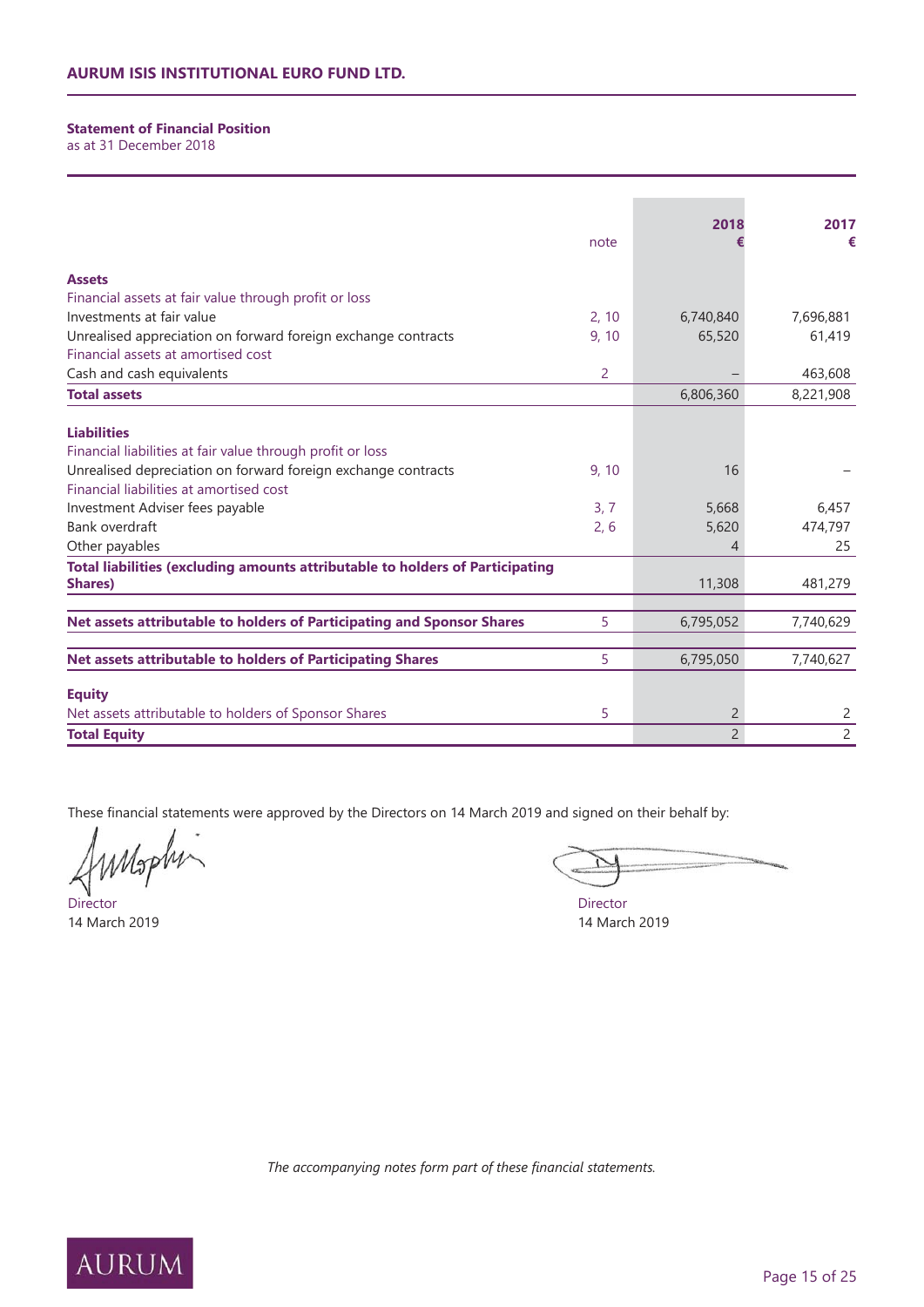## Statement of Financial Position

as at 31 December 2018

| | note | 2018 € | 2017 € |
|---|---|---|---|
| **Assets** | | | |
| Financial assets at fair value through profit or loss | | | |
| Investments at fair value | 2, 10 | 6,740,840 | 7,696,881 |
| Unrealised appreciation on forward foreign exchange contracts | 9, 10 | 65,520 | 61,419 |
| Financial assets at amortised cost | | | |
| Cash and cash equivalents | 2 | – | 463,608 |
| **Total assets** | | 6,806,360 | 8,221,908 |
| **Liabilities** | | | |
| Financial liabilities at fair value through profit or loss | | | |
| Unrealised depreciation on forward foreign exchange contracts | 9, 10 | 16 | – |
| Financial liabilities at amortised cost | | | |
| Investment Adviser fees payable | 3, 7 | 5,668 | 6,457 |
| Bank overdraft | 2, 6 | 5,620 | 474,797 |
| Other payables | | 4 | 25 |
| **Total liabilities (excluding amounts attributable to holders of Participating Shares)** | | 11,308 | 481,279 |
| **Net assets attributable to holders of Participating and Sponsor Shares** | 5 | 6,795,052 | 7,740,629 |
| **Net assets attributable to holders of Participating Shares** | 5 | 6,795,050 | 7,740,627 |
| **Equity** | | | |
| Net assets attributable to holders of Sponsor Shares | 5 | 2 | 2 |
| **Total Equity** | | 2 | 2 |

These financial statements were approved by the Directors on 14 March 2019 and signed on their behalf by:

Director
14 March 2019

Director
14 March 2019

*The accompanying notes form part of these financial statements.*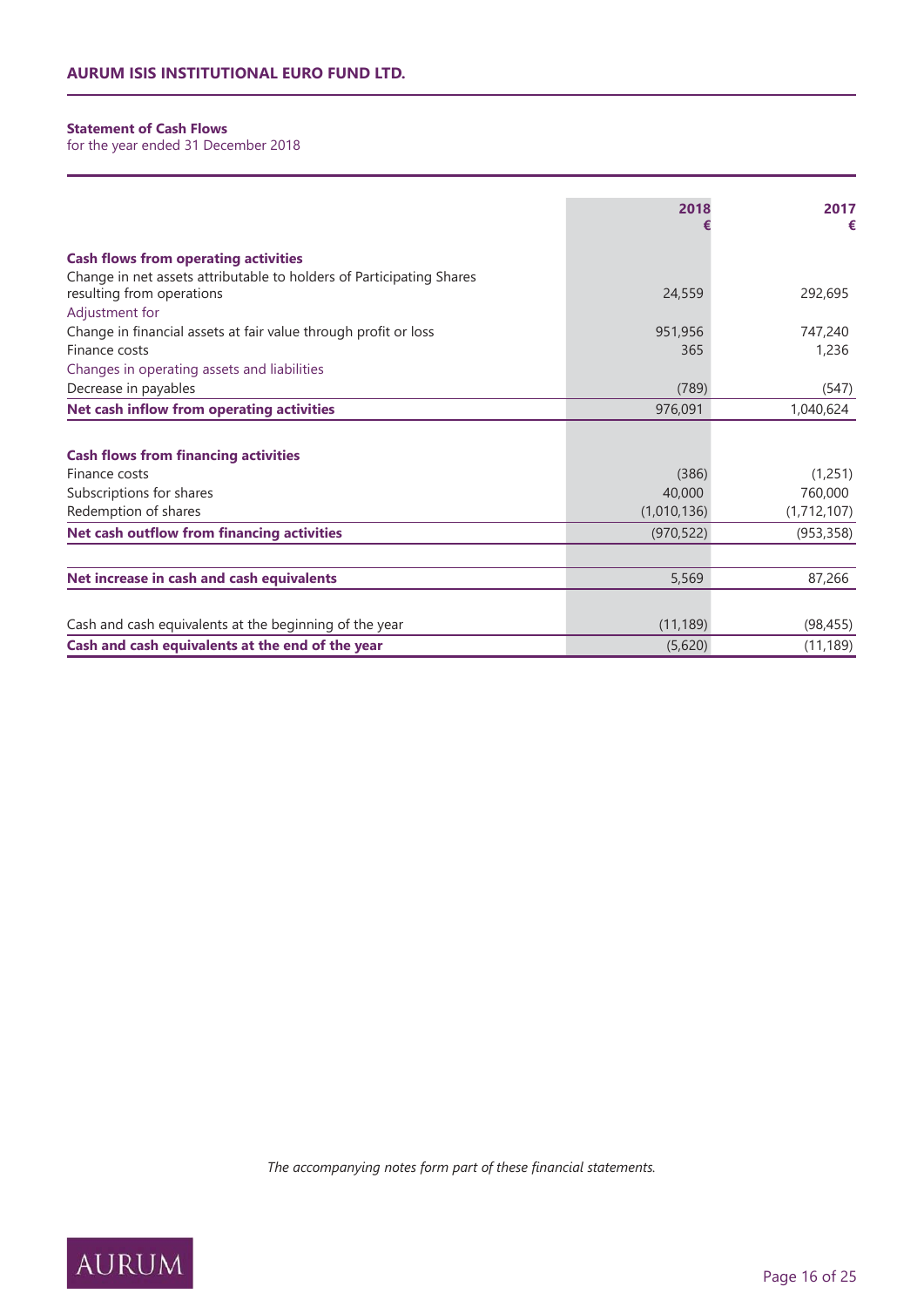**Statement of Cash Flows**
for the year ended 31 December 2018

| | 2018 € | 2017 € |
|---|---|---|
| **Cash flows from operating activities** | | |
| Change in net assets attributable to holders of Participating Shares resulting from operations | 24,559 | 292,695 |
| Adjustment for | | |
| Change in financial assets at fair value through profit or loss | 951,956 | 747,240 |
| Finance costs | 365 | 1,236 |
| Changes in operating assets and liabilities | | |
| Decrease in payables | (789) | (547) |
| **Net cash inflow from operating activities** | 976,091 | 1,040,624 |
| | | |
| **Cash flows from financing activities** | | |
| Finance costs | (386) | (1,251) |
| Subscriptions for shares | 40,000 | 760,000 |
| Redemption of shares | (1,010,136) | (1,712,107) |
| **Net cash outflow from financing activities** | (970,522) | (953,358) |
| | | |
| **Net increase in cash and cash equivalents** | 5,569 | 87,266 |
| | | |
| Cash and cash equivalents at the beginning of the year | (11,189) | (98,455) |
| **Cash and cash equivalents at the end of the year** | (5,620) | (11,189) |

*The accompanying notes form part of these financial statements.*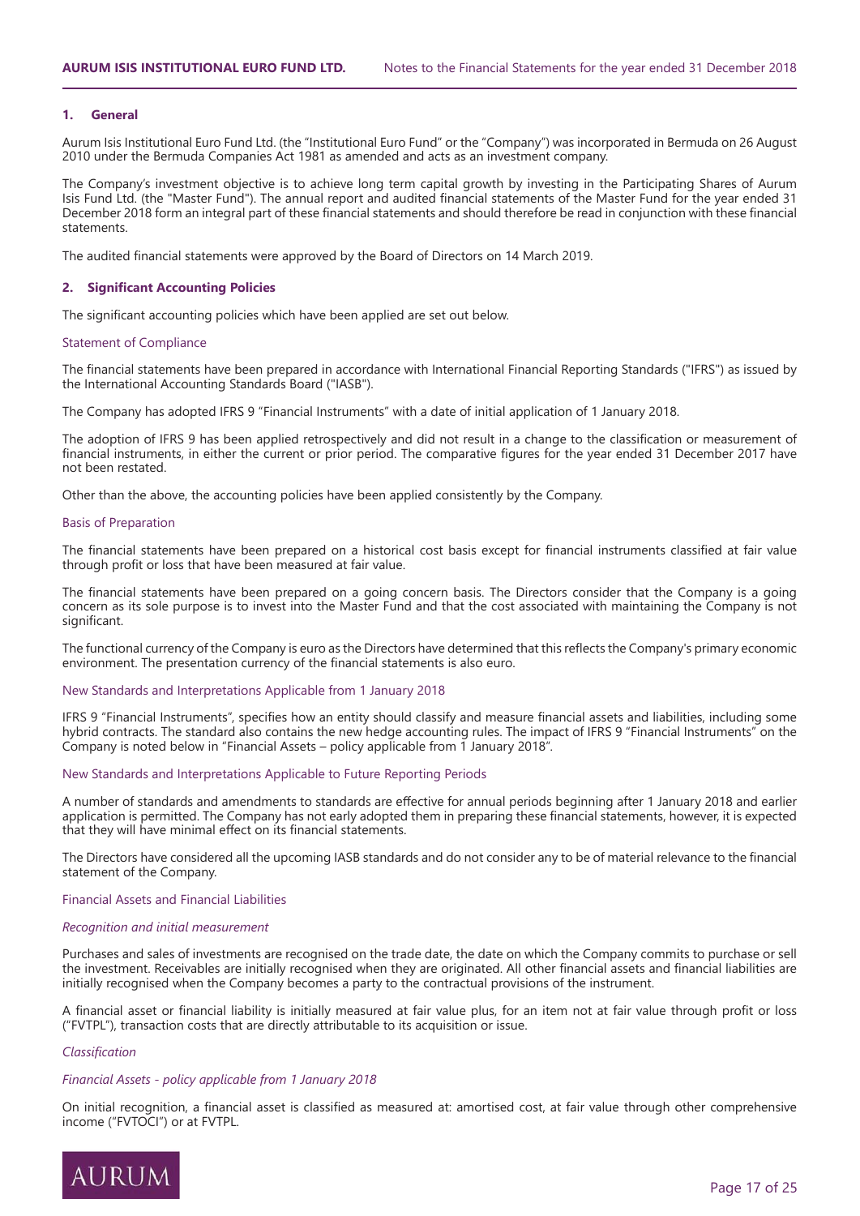## 1. General

Aurum Isis Institutional Euro Fund Ltd. (the "Institutional Euro Fund" or the "Company") was incorporated in Bermuda on 26 August 2010 under the Bermuda Companies Act 1981 as amended and acts as an investment company.

The Company's investment objective is to achieve long term capital growth by investing in the Participating Shares of Aurum Isis Fund Ltd. (the "Master Fund"). The annual report and audited financial statements of the Master Fund for the year ended 31 December 2018 form an integral part of these financial statements and should therefore be read in conjunction with these financial statements.

The audited financial statements were approved by the Board of Directors on 14 March 2019.

## 2. Significant Accounting Policies

The significant accounting policies which have been applied are set out below.

### Statement of Compliance

The financial statements have been prepared in accordance with International Financial Reporting Standards ("IFRS") as issued by the International Accounting Standards Board ("IASB").

The Company has adopted IFRS 9 "Financial Instruments" with a date of initial application of 1 January 2018.

The adoption of IFRS 9 has been applied retrospectively and did not result in a change to the classification or measurement of financial instruments, in either the current or prior period. The comparative figures for the year ended 31 December 2017 have not been restated.

Other than the above, the accounting policies have been applied consistently by the Company.

### Basis of Preparation

The financial statements have been prepared on a historical cost basis except for financial instruments classified at fair value through profit or loss that have been measured at fair value.

The financial statements have been prepared on a going concern basis. The Directors consider that the Company is a going concern as its sole purpose is to invest into the Master Fund and that the cost associated with maintaining the Company is not significant.

The functional currency of the Company is euro as the Directors have determined that this reflects the Company's primary economic environment. The presentation currency of the financial statements is also euro.

### New Standards and Interpretations Applicable from 1 January 2018

IFRS 9 "Financial Instruments", specifies how an entity should classify and measure financial assets and liabilities, including some hybrid contracts. The standard also contains the new hedge accounting rules. The impact of IFRS 9 "Financial Instruments" on the Company is noted below in "Financial Assets – policy applicable from 1 January 2018".

### New Standards and Interpretations Applicable to Future Reporting Periods

A number of standards and amendments to standards are effective for annual periods beginning after 1 January 2018 and earlier application is permitted. The Company has not early adopted them in preparing these financial statements, however, it is expected that they will have minimal effect on its financial statements.

The Directors have considered all the upcoming IASB standards and do not consider any to be of material relevance to the financial statement of the Company.

### Financial Assets and Financial Liabilities

*Recognition and initial measurement*

Purchases and sales of investments are recognised on the trade date, the date on which the Company commits to purchase or sell the investment. Receivables are initially recognised when they are originated. All other financial assets and financial liabilities are initially recognised when the Company becomes a party to the contractual provisions of the instrument.

A financial asset or financial liability is initially measured at fair value plus, for an item not at fair value through profit or loss ("FVTPL"), transaction costs that are directly attributable to its acquisition or issue.

*Classification*

*Financial Assets - policy applicable from 1 January 2018*

On initial recognition, a financial asset is classified as measured at: amortised cost, at fair value through other comprehensive income ("FVTOCI") or at FVTPL.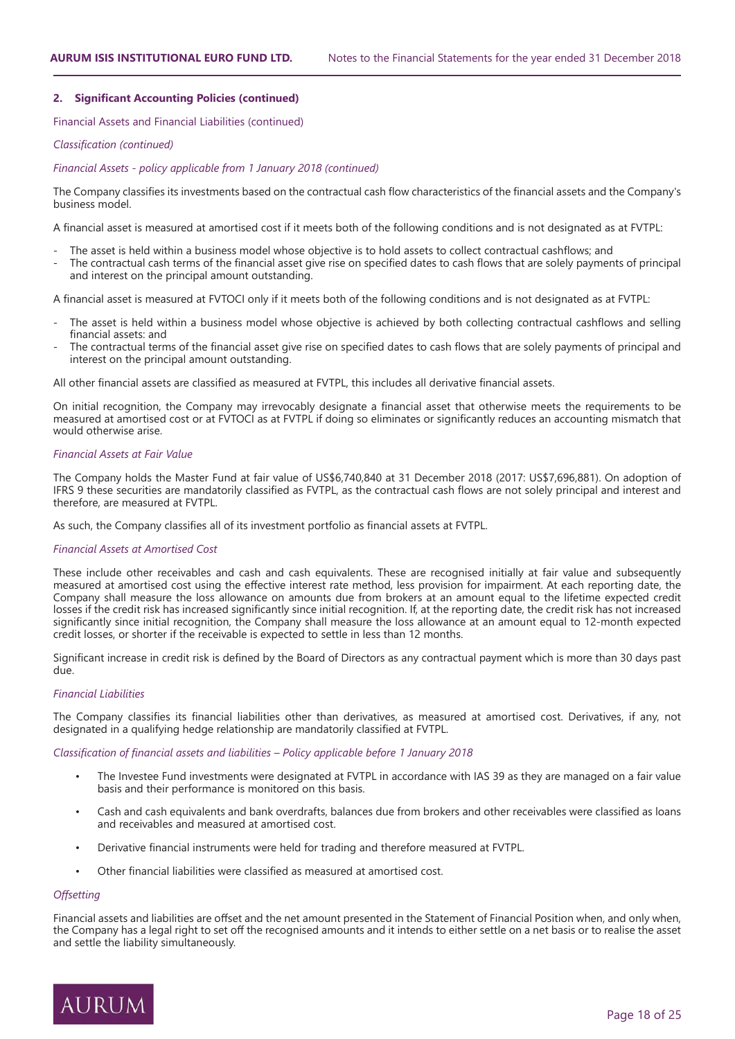## 2. Significant Accounting Policies (continued)

Financial Assets and Financial Liabilities (continued)

*Classification (continued)*

*Financial Assets - policy applicable from 1 January 2018 (continued)*

The Company classifies its investments based on the contractual cash flow characteristics of the financial assets and the Company's business model.

A financial asset is measured at amortised cost if it meets both of the following conditions and is not designated as at FVTPL:

- The asset is held within a business model whose objective is to hold assets to collect contractual cashflows; and
- The contractual cash terms of the financial asset give rise on specified dates to cash flows that are solely payments of principal and interest on the principal amount outstanding.

A financial asset is measured at FVTOCI only if it meets both of the following conditions and is not designated as at FVTPL:

- The asset is held within a business model whose objective is achieved by both collecting contractual cashflows and selling financial assets: and
- The contractual terms of the financial asset give rise on specified dates to cash flows that are solely payments of principal and interest on the principal amount outstanding.

All other financial assets are classified as measured at FVTPL, this includes all derivative financial assets.

On initial recognition, the Company may irrevocably designate a financial asset that otherwise meets the requirements to be measured at amortised cost or at FVTOCI as at FVTPL if doing so eliminates or significantly reduces an accounting mismatch that would otherwise arise.

*Financial Assets at Fair Value*

The Company holds the Master Fund at fair value of US$6,740,840 at 31 December 2018 (2017: US$7,696,881). On adoption of IFRS 9 these securities are mandatorily classified as FVTPL, as the contractual cash flows are not solely principal and interest and therefore, are measured at FVTPL.

As such, the Company classifies all of its investment portfolio as financial assets at FVTPL.

*Financial Assets at Amortised Cost*

These include other receivables and cash and cash equivalents. These are recognised initially at fair value and subsequently measured at amortised cost using the effective interest rate method, less provision for impairment. At each reporting date, the Company shall measure the loss allowance on amounts due from brokers at an amount equal to the lifetime expected credit losses if the credit risk has increased significantly since initial recognition. If, at the reporting date, the credit risk has not increased significantly since initial recognition, the Company shall measure the loss allowance at an amount equal to 12-month expected credit losses, or shorter if the receivable is expected to settle in less than 12 months.

Significant increase in credit risk is defined by the Board of Directors as any contractual payment which is more than 30 days past due.

*Financial Liabilities*

The Company classifies its financial liabilities other than derivatives, as measured at amortised cost. Derivatives, if any, not designated in a qualifying hedge relationship are mandatorily classified at FVTPL.

*Classification of financial assets and liabilities – Policy applicable before 1 January 2018*

- The Investee Fund investments were designated at FVTPL in accordance with IAS 39 as they are managed on a fair value basis and their performance is monitored on this basis.
- Cash and cash equivalents and bank overdrafts, balances due from brokers and other receivables were classified as loans and receivables and measured at amortised cost.
- Derivative financial instruments were held for trading and therefore measured at FVTPL.
- Other financial liabilities were classified as measured at amortised cost.

*Offsetting*

Financial assets and liabilities are offset and the net amount presented in the Statement of Financial Position when, and only when, the Company has a legal right to set off the recognised amounts and it intends to either settle on a net basis or to realise the asset and settle the liability simultaneously.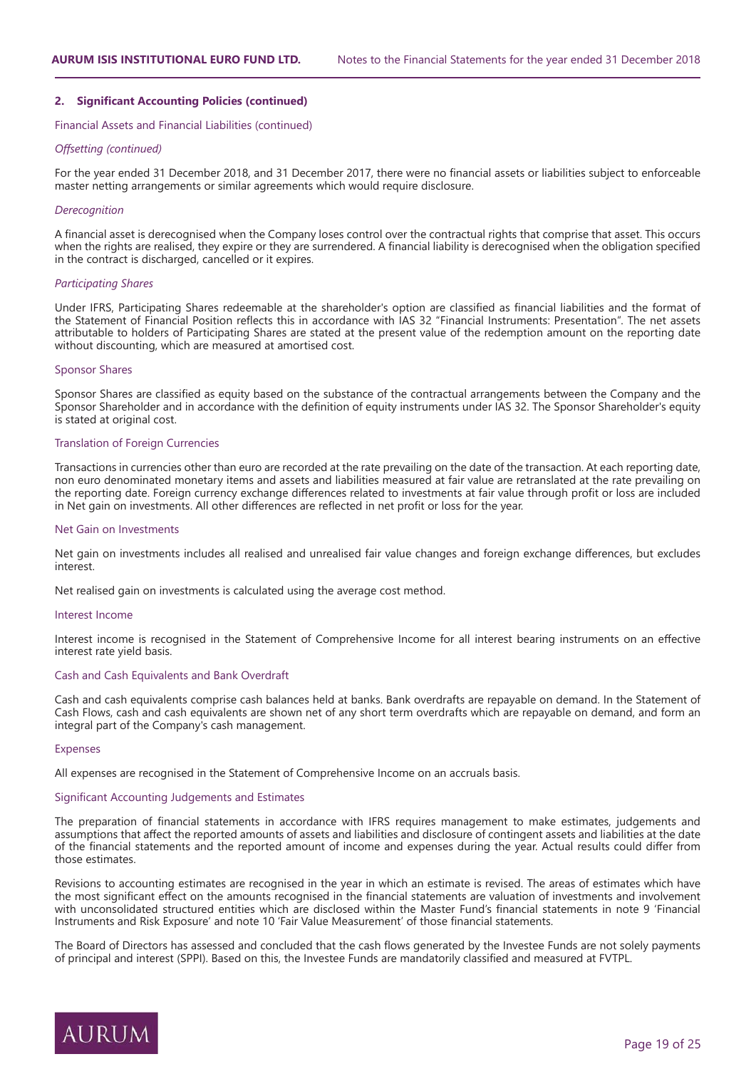## 2. Significant Accounting Policies (continued)

### Financial Assets and Financial Liabilities (continued)

*Offsetting (continued)*

For the year ended 31 December 2018, and 31 December 2017, there were no financial assets or liabilities subject to enforceable master netting arrangements or similar agreements which would require disclosure.

*Derecognition*

A financial asset is derecognised when the Company loses control over the contractual rights that comprise that asset. This occurs when the rights are realised, they expire or they are surrendered. A financial liability is derecognised when the obligation specified in the contract is discharged, cancelled or it expires.

*Participating Shares*

Under IFRS, Participating Shares redeemable at the shareholder's option are classified as financial liabilities and the format of the Statement of Financial Position reflects this in accordance with IAS 32 "Financial Instruments: Presentation". The net assets attributable to holders of Participating Shares are stated at the present value of the redemption amount on the reporting date without discounting, which are measured at amortised cost.

### Sponsor Shares

Sponsor Shares are classified as equity based on the substance of the contractual arrangements between the Company and the Sponsor Shareholder and in accordance with the definition of equity instruments under IAS 32. The Sponsor Shareholder's equity is stated at original cost.

### Translation of Foreign Currencies

Transactions in currencies other than euro are recorded at the rate prevailing on the date of the transaction. At each reporting date, non euro denominated monetary items and assets and liabilities measured at fair value are retranslated at the rate prevailing on the reporting date. Foreign currency exchange differences related to investments at fair value through profit or loss are included in Net gain on investments. All other differences are reflected in net profit or loss for the year.

### Net Gain on Investments

Net gain on investments includes all realised and unrealised fair value changes and foreign exchange differences, but excludes interest.

Net realised gain on investments is calculated using the average cost method.

### Interest Income

Interest income is recognised in the Statement of Comprehensive Income for all interest bearing instruments on an effective interest rate yield basis.

### Cash and Cash Equivalents and Bank Overdraft

Cash and cash equivalents comprise cash balances held at banks. Bank overdrafts are repayable on demand. In the Statement of Cash Flows, cash and cash equivalents are shown net of any short term overdrafts which are repayable on demand, and form an integral part of the Company's cash management.

### Expenses

All expenses are recognised in the Statement of Comprehensive Income on an accruals basis.

### Significant Accounting Judgements and Estimates

The preparation of financial statements in accordance with IFRS requires management to make estimates, judgements and assumptions that affect the reported amounts of assets and liabilities and disclosure of contingent assets and liabilities at the date of the financial statements and the reported amount of income and expenses during the year. Actual results could differ from those estimates.

Revisions to accounting estimates are recognised in the year in which an estimate is revised. The areas of estimates which have the most significant effect on the amounts recognised in the financial statements are valuation of investments and involvement with unconsolidated structured entities which are disclosed within the Master Fund's financial statements in note 9 'Financial Instruments and Risk Exposure' and note 10 'Fair Value Measurement' of those financial statements.

The Board of Directors has assessed and concluded that the cash flows generated by the Investee Funds are not solely payments of principal and interest (SPPI). Based on this, the Investee Funds are mandatorily classified and measured at FVTPL.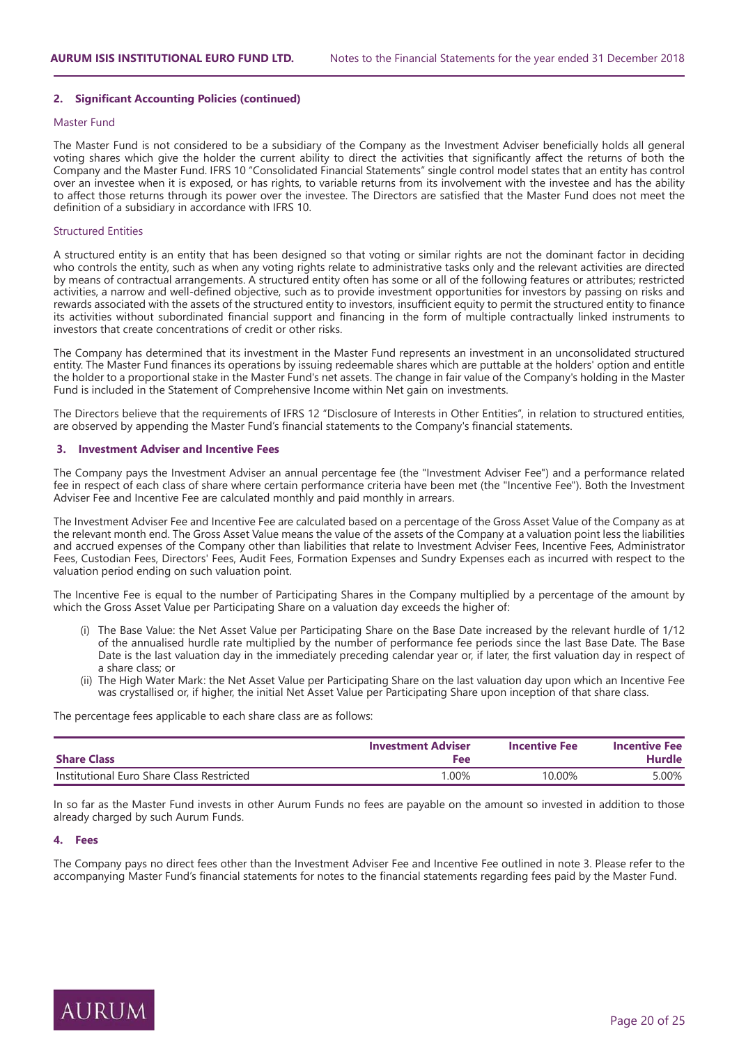## 2. Significant Accounting Policies (continued)

### Master Fund

The Master Fund is not considered to be a subsidiary of the Company as the Investment Adviser beneficially holds all general voting shares which give the holder the current ability to direct the activities that significantly affect the returns of both the Company and the Master Fund. IFRS 10 "Consolidated Financial Statements" single control model states that an entity has control over an investee when it is exposed, or has rights, to variable returns from its involvement with the investee and has the ability to affect those returns through its power over the investee. The Directors are satisfied that the Master Fund does not meet the definition of a subsidiary in accordance with IFRS 10.

### Structured Entities

A structured entity is an entity that has been designed so that voting or similar rights are not the dominant factor in deciding who controls the entity, such as when any voting rights relate to administrative tasks only and the relevant activities are directed by means of contractual arrangements. A structured entity often has some or all of the following features or attributes; restricted activities, a narrow and well-defined objective, such as to provide investment opportunities for investors by passing on risks and rewards associated with the assets of the structured entity to investors, insufficient equity to permit the structured entity to finance its activities without subordinated financial support and financing in the form of multiple contractually linked instruments to investors that create concentrations of credit or other risks.

The Company has determined that its investment in the Master Fund represents an investment in an unconsolidated structured entity. The Master Fund finances its operations by issuing redeemable shares which are puttable at the holders' option and entitle the holder to a proportional stake in the Master Fund's net assets. The change in fair value of the Company's holding in the Master Fund is included in the Statement of Comprehensive Income within Net gain on investments.

The Directors believe that the requirements of IFRS 12 "Disclosure of Interests in Other Entities", in relation to structured entities, are observed by appending the Master Fund's financial statements to the Company's financial statements.

## 3. Investment Adviser and Incentive Fees

The Company pays the Investment Adviser an annual percentage fee (the "Investment Adviser Fee") and a performance related fee in respect of each class of share where certain performance criteria have been met (the "Incentive Fee"). Both the Investment Adviser Fee and Incentive Fee are calculated monthly and paid monthly in arrears.

The Investment Adviser Fee and Incentive Fee are calculated based on a percentage of the Gross Asset Value of the Company as at the relevant month end. The Gross Asset Value means the value of the assets of the Company at a valuation point less the liabilities and accrued expenses of the Company other than liabilities that relate to Investment Adviser Fees, Incentive Fees, Administrator Fees, Custodian Fees, Directors' Fees, Audit Fees, Formation Expenses and Sundry Expenses each as incurred with respect to the valuation period ending on such valuation point.

The Incentive Fee is equal to the number of Participating Shares in the Company multiplied by a percentage of the amount by which the Gross Asset Value per Participating Share on a valuation day exceeds the higher of:

(i) The Base Value: the Net Asset Value per Participating Share on the Base Date increased by the relevant hurdle of 1/12 of the annualised hurdle rate multiplied by the number of performance fee periods since the last Base Date. The Base Date is the last valuation day in the immediately preceding calendar year or, if later, the first valuation day in respect of a share class; or

(ii) The High Water Mark: the Net Asset Value per Participating Share on the last valuation day upon which an Incentive Fee was crystallised or, if higher, the initial Net Asset Value per Participating Share upon inception of that share class.

The percentage fees applicable to each share class are as follows:

| Share Class | Investment Adviser Fee | Incentive Fee | Incentive Fee Hurdle |
|---|---|---|---|
| Institutional Euro Share Class Restricted | 1.00% | 10.00% | 5.00% |

In so far as the Master Fund invests in other Aurum Funds no fees are payable on the amount so invested in addition to those already charged by such Aurum Funds.

## 4. Fees

The Company pays no direct fees other than the Investment Adviser Fee and Incentive Fee outlined in note 3. Please refer to the accompanying Master Fund's financial statements for notes to the financial statements regarding fees paid by the Master Fund.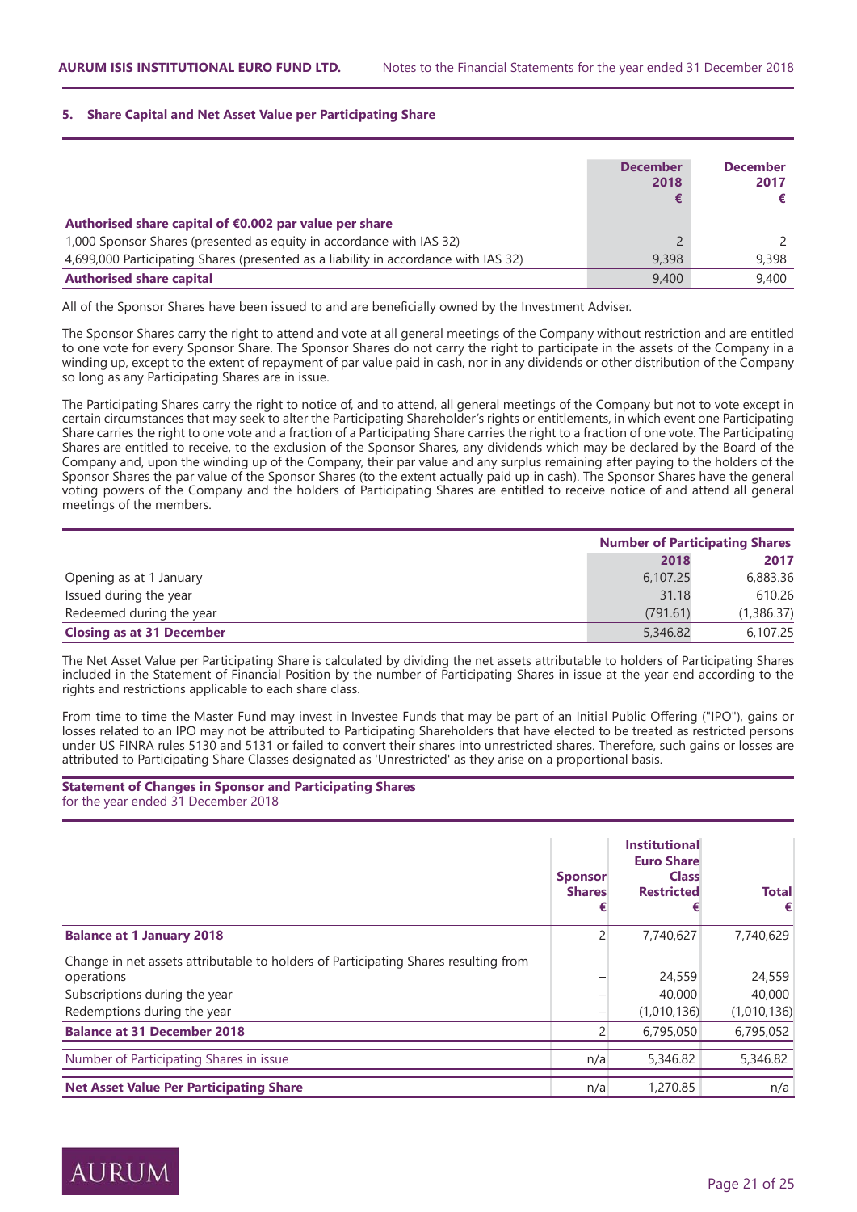## 5. Share Capital and Net Asset Value per Participating Share

| | December 2018 € | December 2017 € |
|---|---|---|
| **Authorised share capital of €0.002 par value per share** | | |
| 1,000 Sponsor Shares (presented as equity in accordance with IAS 32) | 2 | 2 |
| 4,699,000 Participating Shares (presented as a liability in accordance with IAS 32) | 9,398 | 9,398 |
| **Authorised share capital** | 9,400 | 9,400 |

All of the Sponsor Shares have been issued to and are beneficially owned by the Investment Adviser.

The Sponsor Shares carry the right to attend and vote at all general meetings of the Company without restriction and are entitled to one vote for every Sponsor Share. The Sponsor Shares do not carry the right to participate in the assets of the Company in a winding up, except to the extent of repayment of par value paid in cash, nor in any dividends or other distribution of the Company so long as any Participating Shares are in issue.

The Participating Shares carry the right to notice of, and to attend, all general meetings of the Company but not to vote except in certain circumstances that may seek to alter the Participating Shareholder's rights or entitlements, in which event one Participating Share carries the right to one vote and a fraction of a Participating Share carries the right to a fraction of one vote. The Participating Shares are entitled to receive, to the exclusion of the Sponsor Shares, any dividends which may be declared by the Board of the Company and, upon the winding up of the Company, their par value and any surplus remaining after paying to the holders of the Sponsor Shares the par value of the Sponsor Shares (to the extent actually paid up in cash). The Sponsor Shares have the general voting powers of the Company and the holders of Participating Shares are entitled to receive notice of and attend all general meetings of the members.

| | Number of Participating Shares | |
|---|---|---|
| | **2018** | **2017** |
| Opening as at 1 January | 6,107.25 | 6,883.36 |
| Issued during the year | 31.18 | 610.26 |
| Redeemed during the year | (791.61) | (1,386.37) |
| **Closing as at 31 December** | 5,346.82 | 6,107.25 |

The Net Asset Value per Participating Share is calculated by dividing the net assets attributable to holders of Participating Shares included in the Statement of Financial Position by the number of Participating Shares in issue at the year end according to the rights and restrictions applicable to each share class.

From time to time the Master Fund may invest in Investee Funds that may be part of an Initial Public Offering ("IPO"), gains or losses related to an IPO may not be attributed to Participating Shareholders that have elected to be treated as restricted persons under US FINRA rules 5130 and 5131 or failed to convert their shares into unrestricted shares. Therefore, such gains or losses are attributed to Participating Share Classes designated as 'Unrestricted' as they arise on a proportional basis.

**Statement of Changes in Sponsor and Participating Shares**
for the year ended 31 December 2018

| | Sponsor Shares € | Institutional Euro Share Class Restricted € | Total € |
|---|---|---|---|
| **Balance at 1 January 2018** | 2 | 7,740,627 | 7,740,629 |
| Change in net assets attributable to holders of Participating Shares resulting from operations | – | 24,559 | 24,559 |
| Subscriptions during the year | – | 40,000 | 40,000 |
| Redemptions during the year | – | (1,010,136) | (1,010,136) |
| **Balance at 31 December 2018** | 2 | 6,795,050 | 6,795,052 |
| Number of Participating Shares in issue | n/a | 5,346.82 | 5,346.82 |
| **Net Asset Value Per Participating Share** | n/a | 1,270.85 | n/a |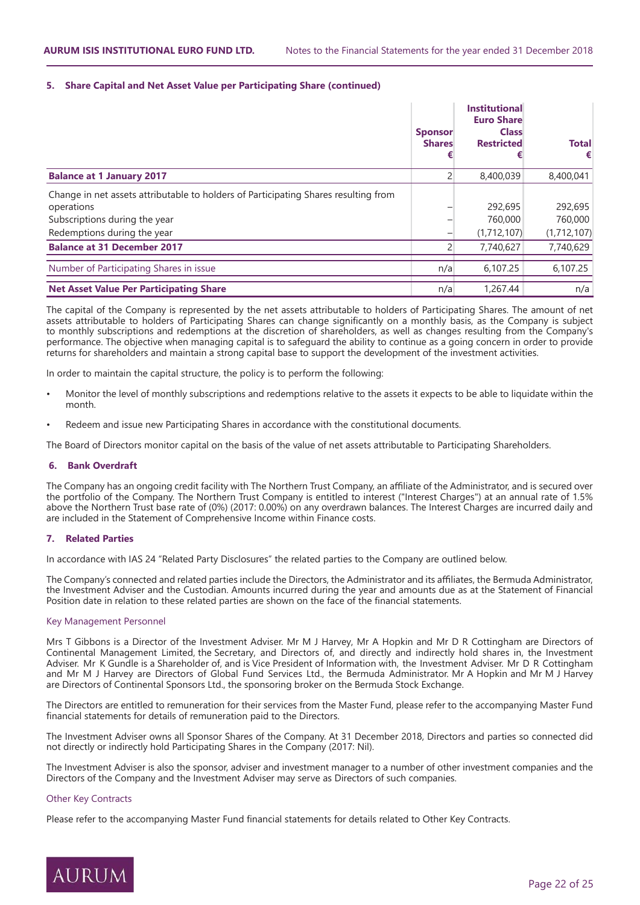#### 5. Share Capital and Net Asset Value per Participating Share (continued)

| | Sponsor Shares € | Institutional Euro Share Class Restricted € | Total € |
|---|---|---|---|
| **Balance at 1 January 2017** | 2 | 8,400,039 | 8,400,041 |
| Change in net assets attributable to holders of Participating Shares resulting from operations | – | 292,695 | 292,695 |
| Subscriptions during the year | – | 760,000 | 760,000 |
| Redemptions during the year | – | (1,712,107) | (1,712,107) |
| **Balance at 31 December 2017** | 2 | 7,740,627 | 7,740,629 |
| Number of Participating Shares in issue | n/a | 6,107.25 | 6,107.25 |
| **Net Asset Value Per Participating Share** | n/a | 1,267.44 | n/a |

The capital of the Company is represented by the net assets attributable to holders of Participating Shares. The amount of net assets attributable to holders of Participating Shares can change significantly on a monthly basis, as the Company is subject to monthly subscriptions and redemptions at the discretion of shareholders, as well as changes resulting from the Company's performance. The objective when managing capital is to safeguard the ability to continue as a going concern in order to provide returns for shareholders and maintain a strong capital base to support the development of the investment activities.

In order to maintain the capital structure, the policy is to perform the following:

- Monitor the level of monthly subscriptions and redemptions relative to the assets it expects to be able to liquidate within the month.
- Redeem and issue new Participating Shares in accordance with the constitutional documents.

The Board of Directors monitor capital on the basis of the value of net assets attributable to Participating Shareholders.

#### 6. Bank Overdraft

The Company has an ongoing credit facility with The Northern Trust Company, an affiliate of the Administrator, and is secured over the portfolio of the Company. The Northern Trust Company is entitled to interest ("Interest Charges") at an annual rate of 1.5% above the Northern Trust base rate of (0%) (2017: 0.00%) on any overdrawn balances. The Interest Charges are incurred daily and are included in the Statement of Comprehensive Income within Finance costs.

#### 7. Related Parties

In accordance with IAS 24 "Related Party Disclosures" the related parties to the Company are outlined below.

The Company's connected and related parties include the Directors, the Administrator and its affiliates, the Bermuda Administrator, the Investment Adviser and the Custodian. Amounts incurred during the year and amounts due as at the Statement of Financial Position date in relation to these related parties are shown on the face of the financial statements.

Key Management Personnel

Mrs T Gibbons is a Director of the Investment Adviser. Mr M J Harvey, Mr A Hopkin and Mr D R Cottingham are Directors of Continental Management Limited, the Secretary, and Directors of, and directly and indirectly hold shares in, the Investment Adviser. Mr K Gundle is a Shareholder of, and is Vice President of Information with, the Investment Adviser. Mr D R Cottingham and Mr M J Harvey are Directors of Global Fund Services Ltd., the Bermuda Administrator. Mr A Hopkin and Mr M J Harvey are Directors of Continental Sponsors Ltd., the sponsoring broker on the Bermuda Stock Exchange.

The Directors are entitled to remuneration for their services from the Master Fund, please refer to the accompanying Master Fund financial statements for details of remuneration paid to the Directors.

The Investment Adviser owns all Sponsor Shares of the Company. At 31 December 2018, Directors and parties so connected did not directly or indirectly hold Participating Shares in the Company (2017: Nil).

The Investment Adviser is also the sponsor, adviser and investment manager to a number of other investment companies and the Directors of the Company and the Investment Adviser may serve as Directors of such companies.

Other Key Contracts

Please refer to the accompanying Master Fund financial statements for details related to Other Key Contracts.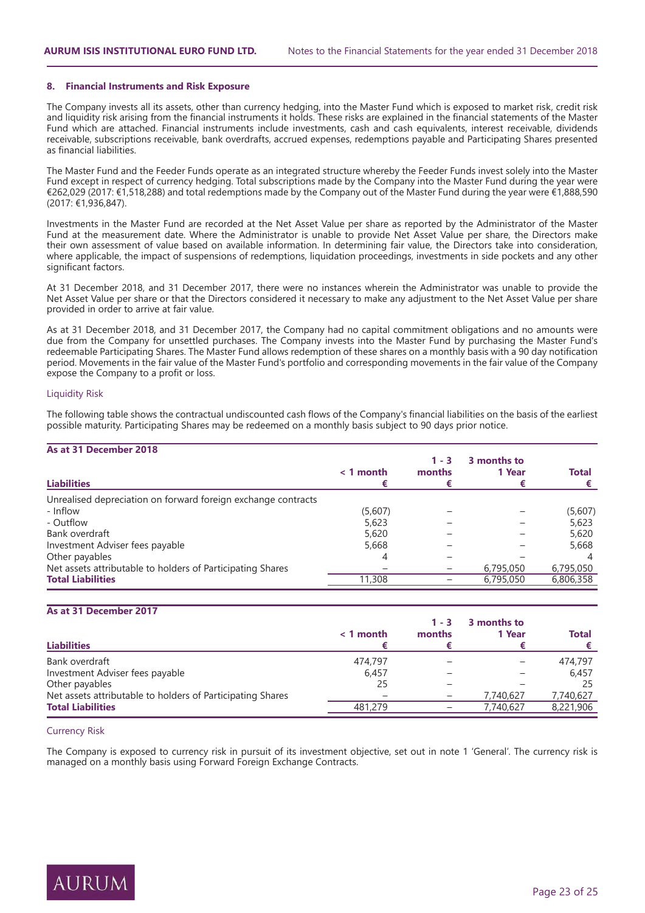## 8. Financial Instruments and Risk Exposure

The Company invests all its assets, other than currency hedging, into the Master Fund which is exposed to market risk, credit risk and liquidity risk arising from the financial instruments it holds. These risks are explained in the financial statements of the Master Fund which are attached. Financial instruments include investments, cash and cash equivalents, interest receivable, dividends receivable, subscriptions receivable, bank overdrafts, accrued expenses, redemptions payable and Participating Shares presented as financial liabilities.

The Master Fund and the Feeder Funds operate as an integrated structure whereby the Feeder Funds invest solely into the Master Fund except in respect of currency hedging. Total subscriptions made by the Company into the Master Fund during the year were €262,029 (2017: €1,518,288) and total redemptions made by the Company out of the Master Fund during the year were €1,888,590 (2017: €1,936,847).

Investments in the Master Fund are recorded at the Net Asset Value per share as reported by the Administrator of the Master Fund at the measurement date. Where the Administrator is unable to provide Net Asset Value per share, the Directors make their own assessment of value based on available information. In determining fair value, the Directors take into consideration, where applicable, the impact of suspensions of redemptions, liquidation proceedings, investments in side pockets and any other significant factors.

At 31 December 2018, and 31 December 2017, there were no instances wherein the Administrator was unable to provide the Net Asset Value per share or that the Directors considered it necessary to make any adjustment to the Net Asset Value per share provided in order to arrive at fair value.

As at 31 December 2018, and 31 December 2017, the Company had no capital commitment obligations and no amounts were due from the Company for unsettled purchases. The Company invests into the Master Fund by purchasing the Master Fund's redeemable Participating Shares. The Master Fund allows redemption of these shares on a monthly basis with a 90 day notification period. Movements in the fair value of the Master Fund's portfolio and corresponding movements in the fair value of the Company expose the Company to a profit or loss.

### Liquidity Risk

The following table shows the contractual undiscounted cash flows of the Company's financial liabilities on the basis of the earliest possible maturity. Participating Shares may be redeemed on a monthly basis subject to 90 days prior notice.

**As at 31 December 2018**

| Liabilities | < 1 month € | 1 - 3 months € | 3 months to 1 Year € | Total € |
|---|---|---|---|---|
| Unrealised depreciation on forward foreign exchange contracts | | | | |
| - Inflow | (5,607) | – | – | (5,607) |
| - Outflow | 5,623 | – | – | 5,623 |
| Bank overdraft | 5,620 | – | – | 5,620 |
| Investment Adviser fees payable | 5,668 | – | – | 5,668 |
| Other payables | 4 | – | – | 4 |
| Net assets attributable to holders of Participating Shares | – | – | 6,795,050 | 6,795,050 |
| **Total Liabilities** | 11,308 | – | 6,795,050 | 6,806,358 |

**As at 31 December 2017**

| Liabilities | < 1 month € | 1 - 3 months € | 3 months to 1 Year € | Total € |
|---|---|---|---|---|
| Bank overdraft | 474,797 | – | – | 474,797 |
| Investment Adviser fees payable | 6,457 | – | – | 6,457 |
| Other payables | 25 | – | – | 25 |
| Net assets attributable to holders of Participating Shares | – | – | 7,740,627 | 7,740,627 |
| **Total Liabilities** | 481,279 | – | 7,740,627 | 8,221,906 |

### Currency Risk

The Company is exposed to currency risk in pursuit of its investment objective, set out in note 1 'General'. The currency risk is managed on a monthly basis using Forward Foreign Exchange Contracts.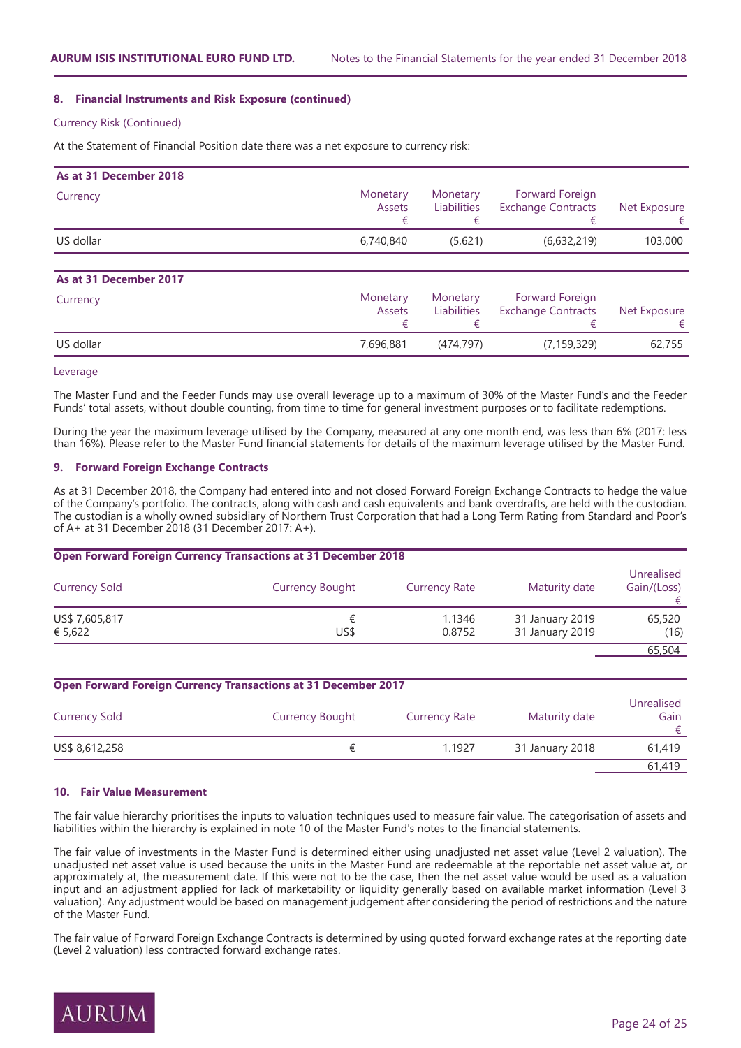### 8. Financial Instruments and Risk Exposure (continued)

Currency Risk (Continued)

At the Statement of Financial Position date there was a net exposure to currency risk:

| As at 31 December 2018 | | | | |
|---|---|---|---|---|
| Currency | Monetary Assets € | Monetary Liabilities € | Forward Foreign Exchange Contracts € | Net Exposure € |
| US dollar | 6,740,840 | (5,621) | (6,632,219) | 103,000 |

| As at 31 December 2017 | | | | |
|---|---|---|---|---|
| Currency | Monetary Assets € | Monetary Liabilities € | Forward Foreign Exchange Contracts € | Net Exposure € |
| US dollar | 7,696,881 | (474,797) | (7,159,329) | 62,755 |

Leverage

The Master Fund and the Feeder Funds may use overall leverage up to a maximum of 30% of the Master Fund's and the Feeder Funds' total assets, without double counting, from time to time for general investment purposes or to facilitate redemptions.

During the year the maximum leverage utilised by the Company, measured at any one month end, was less than 6% (2017: less than 16%). Please refer to the Master Fund financial statements for details of the maximum leverage utilised by the Master Fund.

### 9. Forward Foreign Exchange Contracts

As at 31 December 2018, the Company had entered into and not closed Forward Foreign Exchange Contracts to hedge the value of the Company's portfolio. The contracts, along with cash and cash equivalents and bank overdrafts, are held with the custodian. The custodian is a wholly owned subsidiary of Northern Trust Corporation that had a Long Term Rating from Standard and Poor's of A+ at 31 December 2018 (31 December 2017: A+).

**Open Forward Foreign Currency Transactions at 31 December 2018**

| Currency Sold | Currency Bought | Currency Rate | Maturity date | Unrealised Gain/(Loss) € |
|---|---|---|---|---|
| US$ 7,605,817 | € | 1.1346 | 31 January 2019 | 65,520 |
| € 5,622 | US$ | 0.8752 | 31 January 2019 | (16) |
| | | | | 65,504 |

**Open Forward Foreign Currency Transactions at 31 December 2017**

| Currency Sold | Currency Bought | Currency Rate | Maturity date | Unrealised Gain € |
|---|---|---|---|---|
| US$ 8,612,258 | € | 1.1927 | 31 January 2018 | 61,419 |
| | | | | 61,419 |

### 10. Fair Value Measurement

The fair value hierarchy prioritises the inputs to valuation techniques used to measure fair value. The categorisation of assets and liabilities within the hierarchy is explained in note 10 of the Master Fund's notes to the financial statements.

The fair value of investments in the Master Fund is determined either using unadjusted net asset value (Level 2 valuation). The unadjusted net asset value is used because the units in the Master Fund are redeemable at the reportable net asset value at, or approximately at, the measurement date. If this were not to be the case, then the net asset value would be used as a valuation input and an adjustment applied for lack of marketability or liquidity generally based on available market information (Level 3 valuation). Any adjustment would be based on management judgement after considering the period of restrictions and the nature of the Master Fund.

The fair value of Forward Foreign Exchange Contracts is determined by using quoted forward exchange rates at the reporting date (Level 2 valuation) less contracted forward exchange rates.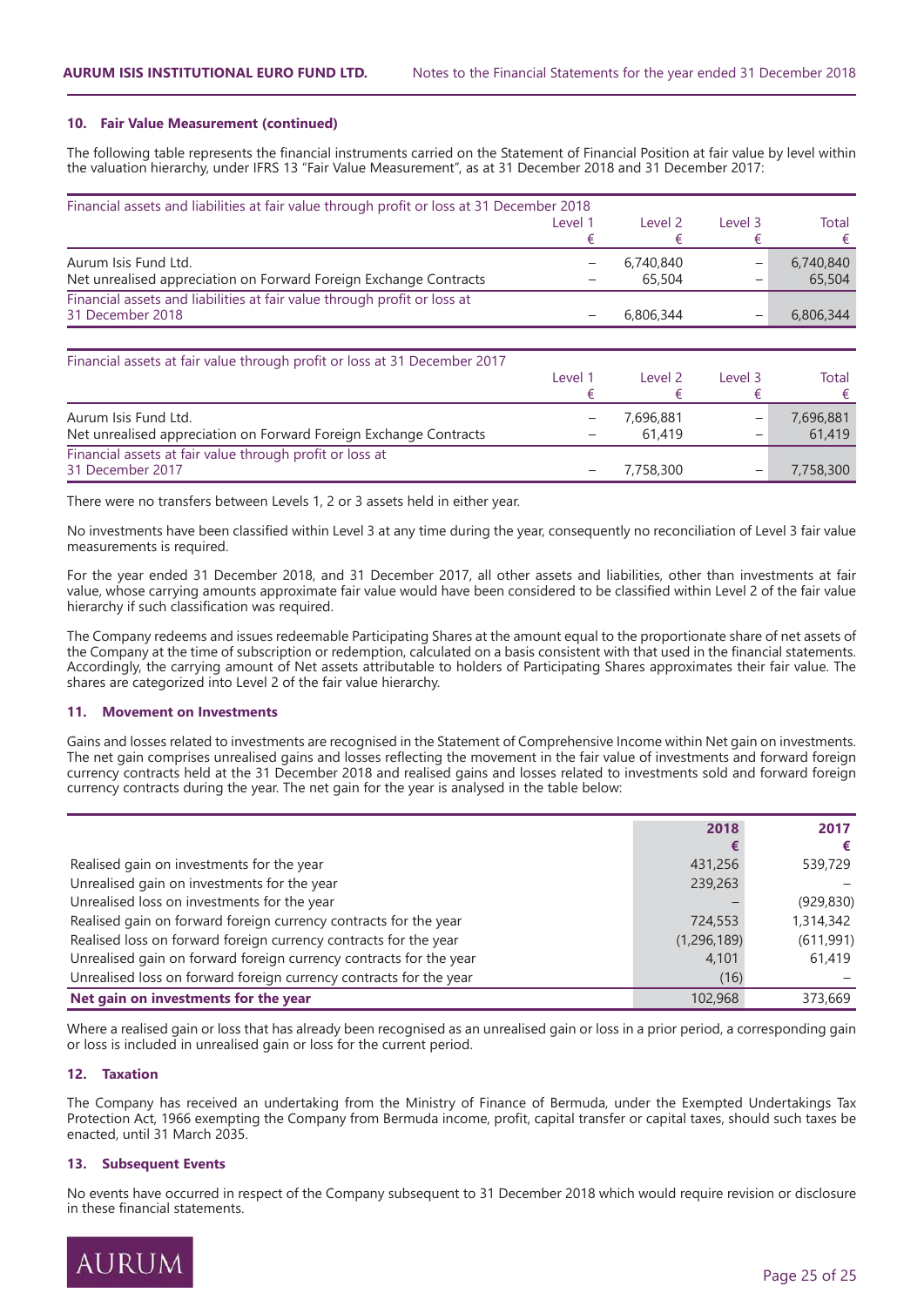### 10. Fair Value Measurement (continued)

The following table represents the financial instruments carried on the Statement of Financial Position at fair value by level within the valuation hierarchy, under IFRS 13 "Fair Value Measurement", as at 31 December 2018 and 31 December 2017:

| Financial assets and liabilities at fair value through profit or loss at 31 December 2018 | Level 1<br>€ | Level 2<br>€ | Level 3<br>€ | Total<br>€ |
|---|---|---|---|---|
| Aurum Isis Fund Ltd. | – | 6,740,840 | – | 6,740,840 |
| Net unrealised appreciation on Forward Foreign Exchange Contracts | – | 65,504 | – | 65,504 |
| Financial assets and liabilities at fair value through profit or loss at 31 December 2018 | – | 6,806,344 | – | 6,806,344 |

| Financial assets at fair value through profit or loss at 31 December 2017 | Level 1<br>€ | Level 2<br>€ | Level 3<br>€ | Total<br>€ |
|---|---|---|---|---|
| Aurum Isis Fund Ltd. | – | 7,696,881 | – | 7,696,881 |
| Net unrealised appreciation on Forward Foreign Exchange Contracts | – | 61,419 | – | 61,419 |
| Financial assets at fair value through profit or loss at 31 December 2017 | – | 7,758,300 | – | 7,758,300 |

There were no transfers between Levels 1, 2 or 3 assets held in either year.

No investments have been classified within Level 3 at any time during the year, consequently no reconciliation of Level 3 fair value measurements is required.

For the year ended 31 December 2018, and 31 December 2017, all other assets and liabilities, other than investments at fair value, whose carrying amounts approximate fair value would have been considered to be classified within Level 2 of the fair value hierarchy if such classification was required.

The Company redeems and issues redeemable Participating Shares at the amount equal to the proportionate share of net assets of the Company at the time of subscription or redemption, calculated on a basis consistent with that used in the financial statements. Accordingly, the carrying amount of Net assets attributable to holders of Participating Shares approximates their fair value. The shares are categorized into Level 2 of the fair value hierarchy.

### 11. Movement on Investments

Gains and losses related to investments are recognised in the Statement of Comprehensive Income within Net gain on investments. The net gain comprises unrealised gains and losses reflecting the movement in the fair value of investments and forward foreign currency contracts held at the 31 December 2018 and realised gains and losses related to investments sold and forward foreign currency contracts during the year. The net gain for the year is analysed in the table below:

| | 2018<br>€ | 2017<br>€ |
|---|---|---|
| Realised gain on investments for the year | 431,256 | 539,729 |
| Unrealised gain on investments for the year | 239,263 | – |
| Unrealised loss on investments for the year | – | (929,830) |
| Realised gain on forward foreign currency contracts for the year | 724,553 | 1,314,342 |
| Realised loss on forward foreign currency contracts for the year | (1,296,189) | (611,991) |
| Unrealised gain on forward foreign currency contracts for the year | 4,101 | 61,419 |
| Unrealised loss on forward foreign currency contracts for the year | (16) | – |
| **Net gain on investments for the year** | 102,968 | 373,669 |

Where a realised gain or loss that has already been recognised as an unrealised gain or loss in a prior period, a corresponding gain or loss is included in unrealised gain or loss for the current period.

### 12. Taxation

The Company has received an undertaking from the Ministry of Finance of Bermuda, under the Exempted Undertakings Tax Protection Act, 1966 exempting the Company from Bermuda income, profit, capital transfer or capital taxes, should such taxes be enacted, until 31 March 2035.

### 13. Subsequent Events

No events have occurred in respect of the Company subsequent to 31 December 2018 which would require revision or disclosure in these financial statements.